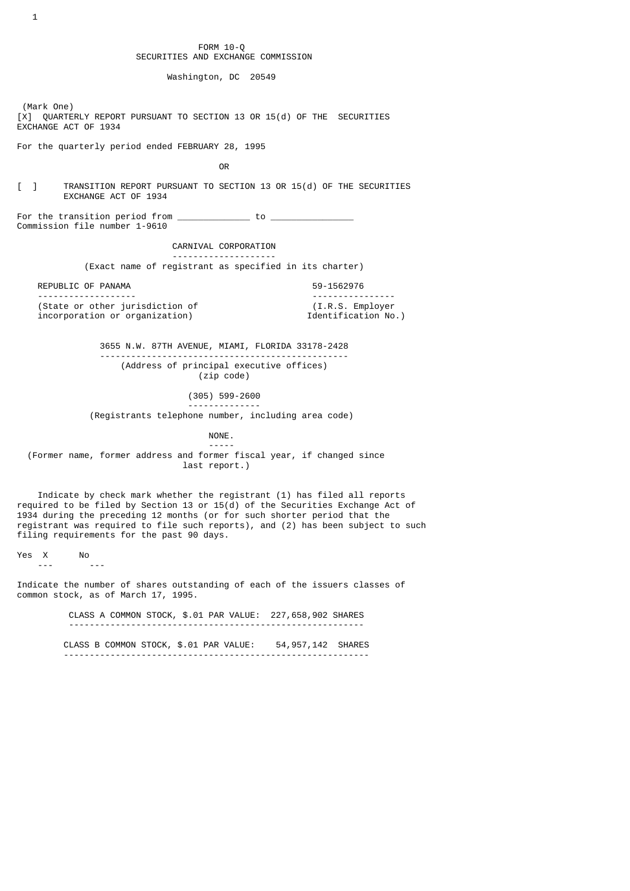# FORM 10-Q
## SECURITIES AND EXCHANGE COMMISSION

Washington, DC 20549

(Mark One)

[X] QUARTERLY REPORT PURSUANT TO SECTION 13 OR 15(d) OF THE SECURITIES EXCHANGE ACT OF 1934

For the quarterly period ended FEBRUARY 28, 1995

OR

[ ] TRANSITION REPORT PURSUANT TO SECTION 13 OR 15(d) OF THE SECURITIES EXCHANGE ACT OF 1934

For the transition period from _____________ to _______________

Commission file number 1-9610

**CARNIVAL CORPORATION**

(Exact name of registrant as specified in its charter)

| REPUBLIC OF PANAMA | 59-1562976 |
|---|---|
| (State or other jurisdiction of incorporation or organization) | (I.R.S. Employer Identification No.) |

3655 N.W. 87TH AVENUE, MIAMI, FLORIDA 33178-2428

(Address of principal executive offices) (zip code)

(305) 599-2600

(Registrants telephone number, including area code)

NONE.

(Former name, former address and former fiscal year, if changed since last report.)

Indicate by check mark whether the registrant (1) has filed all reports required to be filed by Section 13 or 15(d) of the Securities Exchange Act of 1934 during the preceding 12 months (or for such shorter period that the registrant was required to file such reports), and (2) has been subject to such filing requirements for the past 90 days.

Yes X No ___

Indicate the number of shares outstanding of each of the issuers classes of common stock, as of March 17, 1995.

CLASS A COMMON STOCK, $.01 PAR VALUE: 227,658,902 SHARES

CLASS B COMMON STOCK, $.01 PAR VALUE: 54,957,142 SHARES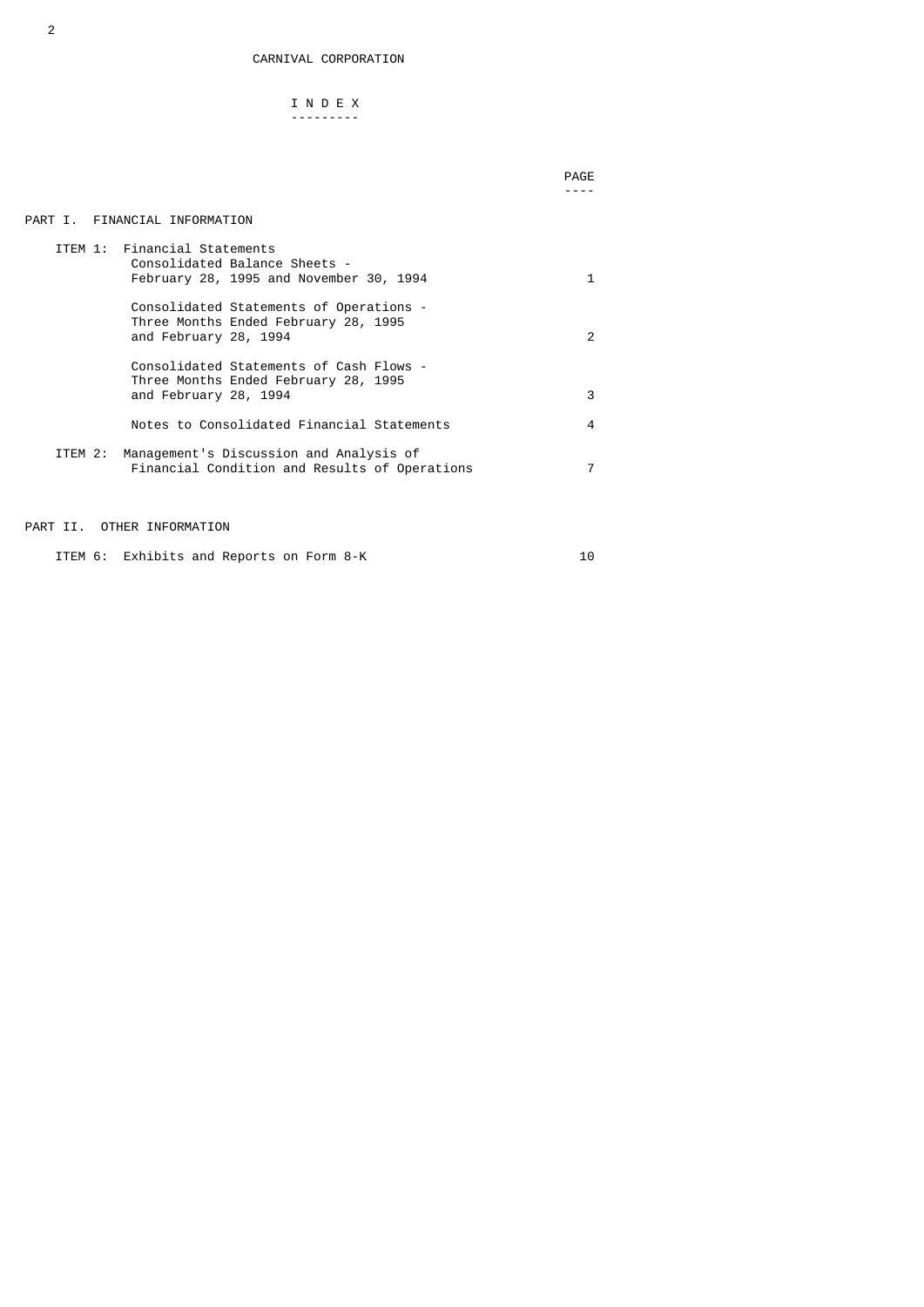# CARNIVAL CORPORATION

## I N D E X

| | | PAGE |
|---|---|---|
| **PART I. FINANCIAL INFORMATION** | | |
| ITEM 1: | Financial Statements<br>Consolidated Balance Sheets -<br>February 28, 1995 and November 30, 1994 | 1 |
| | Consolidated Statements of Operations -<br>Three Months Ended February 28, 1995<br>and February 28, 1994 | 2 |
| | Consolidated Statements of Cash Flows -<br>Three Months Ended February 28, 1995<br>and February 28, 1994 | 3 |
| | Notes to Consolidated Financial Statements | 4 |
| ITEM 2: | Management's Discussion and Analysis of<br>Financial Condition and Results of Operations | 7 |
| **PART II. OTHER INFORMATION** | | |
| ITEM 6: | Exhibits and Reports on Form 8-K | 10 |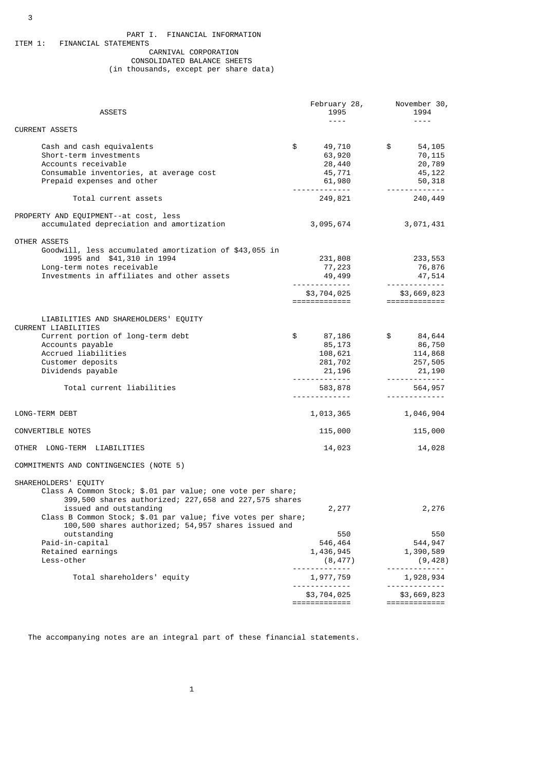PART I. FINANCIAL INFORMATION

ITEM 1: FINANCIAL STATEMENTS

CARNIVAL CORPORATION
CONSOLIDATED BALANCE SHEETS
(in thousands, except per share data)

| ASSETS | February 28, 1995 | November 30, 1994 |
|---|---|---|
| **CURRENT ASSETS** | | |
| Cash and cash equivalents | $ 49,710 | $ 54,105 |
| Short-term investments | 63,920 | 70,115 |
| Accounts receivable | 28,440 | 20,789 |
| Consumable inventories, at average cost | 45,771 | 45,122 |
| Prepaid expenses and other | 61,980 | 50,318 |
| Total current assets | 249,821 | 240,449 |
| PROPERTY AND EQUIPMENT--at cost, less accumulated depreciation and amortization | 3,095,674 | 3,071,431 |
| **OTHER ASSETS** | | |
| Goodwill, less accumulated amortization of $43,055 in 1995 and $41,310 in 1994 | 231,808 | 233,553 |
| Long-term notes receivable | 77,223 | 76,876 |
| Investments in affiliates and other assets | 49,499 | 47,514 |
| | $3,704,025 | $3,669,823 |
| **LIABILITIES AND SHAREHOLDERS' EQUITY** | | |
| **CURRENT LIABILITIES** | | |
| Current portion of long-term debt | $ 87,186 | $ 84,644 |
| Accounts payable | 85,173 | 86,750 |
| Accrued liabilities | 108,621 | 114,868 |
| Customer deposits | 281,702 | 257,505 |
| Dividends payable | 21,196 | 21,190 |
| Total current liabilities | 583,878 | 564,957 |
| LONG-TERM DEBT | 1,013,365 | 1,046,904 |
| CONVERTIBLE NOTES | 115,000 | 115,000 |
| OTHER LONG-TERM LIABILITIES | 14,023 | 14,028 |
| COMMITMENTS AND CONTINGENCIES (NOTE 5) | | |
| **SHAREHOLDERS' EQUITY** | | |
| Class A Common Stock; $.01 par value; one vote per share; 399,500 shares authorized; 227,658 and 227,575 shares issued and outstanding | 2,277 | 2,276 |
| Class B Common Stock; $.01 par value; five votes per share; 100,500 shares authorized; 54,957 shares issued and outstanding | 550 | 550 |
| Paid-in-capital | 546,464 | 544,947 |
| Retained earnings | 1,436,945 | 1,390,589 |
| Less-other | (8,477) | (9,428) |
| Total shareholders' equity | 1,977,759 | 1,928,934 |
| | $3,704,025 | $3,669,823 |

The accompanying notes are an integral part of these financial statements.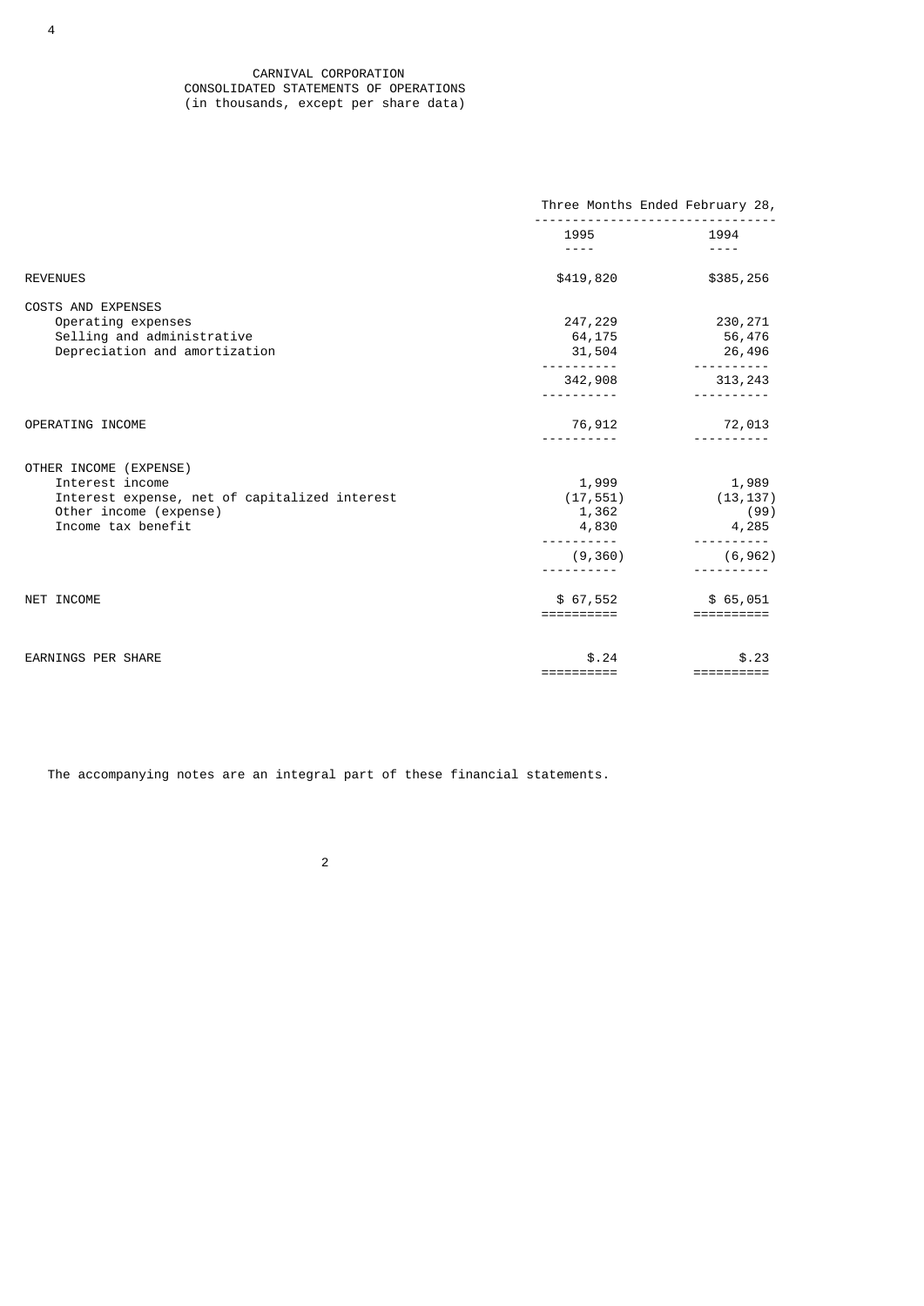# CARNIVAL CORPORATION

## CONSOLIDATED STATEMENTS OF OPERATIONS

(in thousands, except per share data)

| | Three Months Ended February 28, | |
|---|---|---|
| | 1995 | 1994 |
| REVENUES | $419,820 | $385,256 |
| COSTS AND EXPENSES | | |
| Operating expenses | 247,229 | 230,271 |
| Selling and administrative | 64,175 | 56,476 |
| Depreciation and amortization | 31,504 | 26,496 |
| | 342,908 | 313,243 |
| OPERATING INCOME | 76,912 | 72,013 |
| OTHER INCOME (EXPENSE) | | |
| Interest income | 1,999 | 1,989 |
| Interest expense, net of capitalized interest | (17,551) | (13,137) |
| Other income (expense) | 1,362 | (99) |
| Income tax benefit | 4,830 | 4,285 |
| | (9,360) | (6,962) |
| NET INCOME | $ 67,552 | $ 65,051 |
| EARNINGS PER SHARE | $.24 | $.23 |

The accompanying notes are an integral part of these financial statements.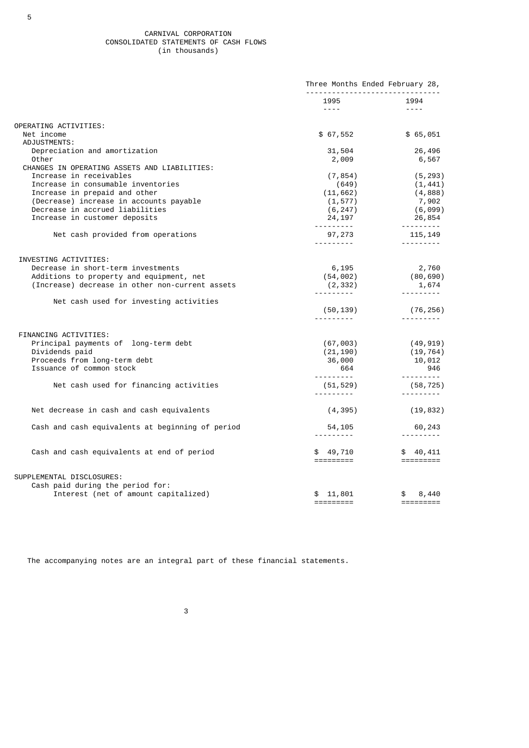# CARNIVAL CORPORATION
## CONSOLIDATED STATEMENTS OF CASH FLOWS
(in thousands)

| | Three Months Ended February 28, | |
|---|---|---|
| | 1995 | 1994 |
| **OPERATING ACTIVITIES:** | | |
| Net income | $ 67,552 | $ 65,051 |
| ADJUSTMENTS: | | |
| Depreciation and amortization | 31,504 | 26,496 |
| Other | 2,009 | 6,567 |
| CHANGES IN OPERATING ASSETS AND LIABILITIES: | | |
| Increase in receivables | (7,854) | (5,293) |
| Increase in consumable inventories | (649) | (1,441) |
| Increase in prepaid and other | (11,662) | (4,888) |
| (Decrease) increase in accounts payable | (1,577) | 7,902 |
| Decrease in accrued liabilities | (6,247) | (6,099) |
| Increase in customer deposits | 24,197 | 26,854 |
| Net cash provided from operations | 97,273 | 115,149 |
| **INVESTING ACTIVITIES:** | | |
| Decrease in short-term investments | 6,195 | 2,760 |
| Additions to property and equipment, net | (54,002) | (80,690) |
| (Increase) decrease in other non-current assets | (2,332) | 1,674 |
| Net cash used for investing activities | (50,139) | (76,256) |
| **FINANCING ACTIVITIES:** | | |
| Principal payments of long-term debt | (67,003) | (49,919) |
| Dividends paid | (21,190) | (19,764) |
| Proceeds from long-term debt | 36,000 | 10,012 |
| Issuance of common stock | 664 | 946 |
| Net cash used for financing activities | (51,529) | (58,725) |
| Net decrease in cash and cash equivalents | (4,395) | (19,832) |
| Cash and cash equivalents at beginning of period | 54,105 | 60,243 |
| Cash and cash equivalents at end of period | $ 49,710 | $ 40,411 |
| **SUPPLEMENTAL DISCLOSURES:** | | |
| Cash paid during the period for: | | |
| Interest (net of amount capitalized) | $ 11,801 | $ 8,440 |

The accompanying notes are an integral part of these financial statements.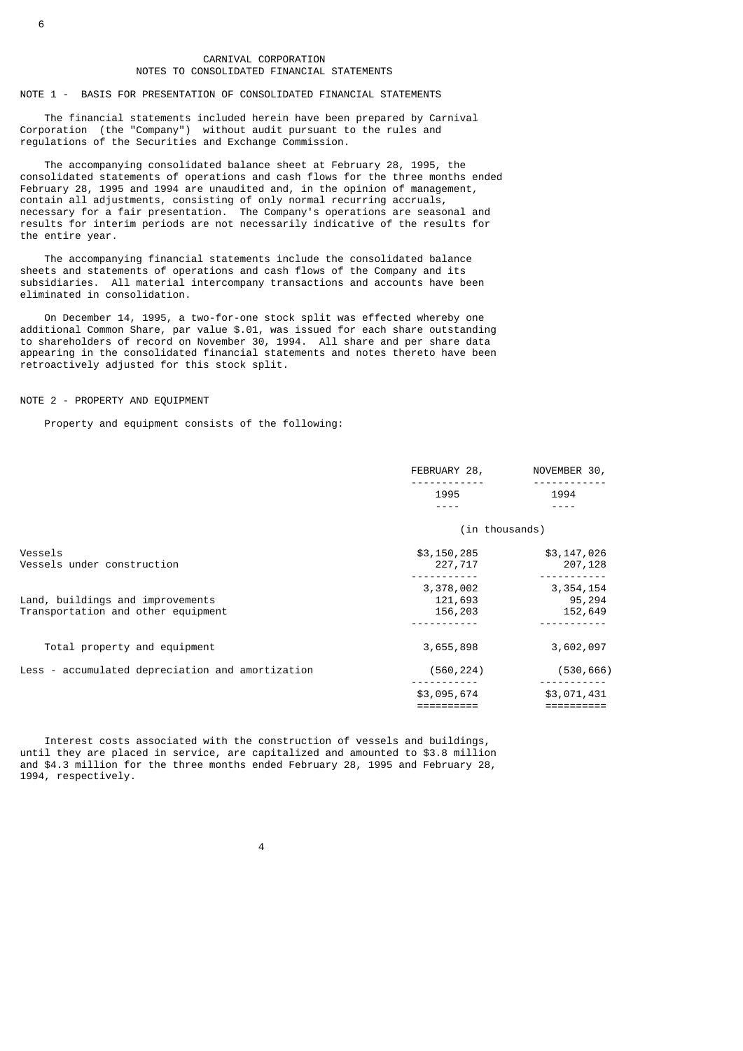# CARNIVAL CORPORATION

## NOTES TO CONSOLIDATED FINANCIAL STATEMENTS

### NOTE 1 - BASIS FOR PRESENTATION OF CONSOLIDATED FINANCIAL STATEMENTS

The financial statements included herein have been prepared by Carnival Corporation (the "Company") without audit pursuant to the rules and regulations of the Securities and Exchange Commission.

The accompanying consolidated balance sheet at February 28, 1995, the consolidated statements of operations and cash flows for the three months ended February 28, 1995 and 1994 are unaudited and, in the opinion of management, contain all adjustments, consisting of only normal recurring accruals, necessary for a fair presentation. The Company's operations are seasonal and results for interim periods are not necessarily indicative of the results for the entire year.

The accompanying financial statements include the consolidated balance sheets and statements of operations and cash flows of the Company and its subsidiaries. All material intercompany transactions and accounts have been eliminated in consolidation.

On December 14, 1995, a two-for-one stock split was effected whereby one additional Common Share, par value $.01, was issued for each share outstanding to shareholders of record on November 30, 1994. All share and per share data appearing in the consolidated financial statements and notes thereto have been retroactively adjusted for this stock split.

### NOTE 2 - PROPERTY AND EQUIPMENT

Property and equipment consists of the following:

| | FEBRUARY 28, 1995 | NOVEMBER 30, 1994 |
|---|---|---|
| | (in thousands) | |
| Vessels | $3,150,285 | $3,147,026 |
| Vessels under construction | 227,717 | 207,128 |
| | 3,378,002 | 3,354,154 |
| Land, buildings and improvements | 121,693 | 95,294 |
| Transportation and other equipment | 156,203 | 152,649 |
| Total property and equipment | 3,655,898 | 3,602,097 |
| Less - accumulated depreciation and amortization | (560,224) | (530,666) |
| | $3,095,674 | $3,071,431 |

Interest costs associated with the construction of vessels and buildings, until they are placed in service, are capitalized and amounted to $3.8 million and $4.3 million for the three months ended February 28, 1995 and February 28, 1994, respectively.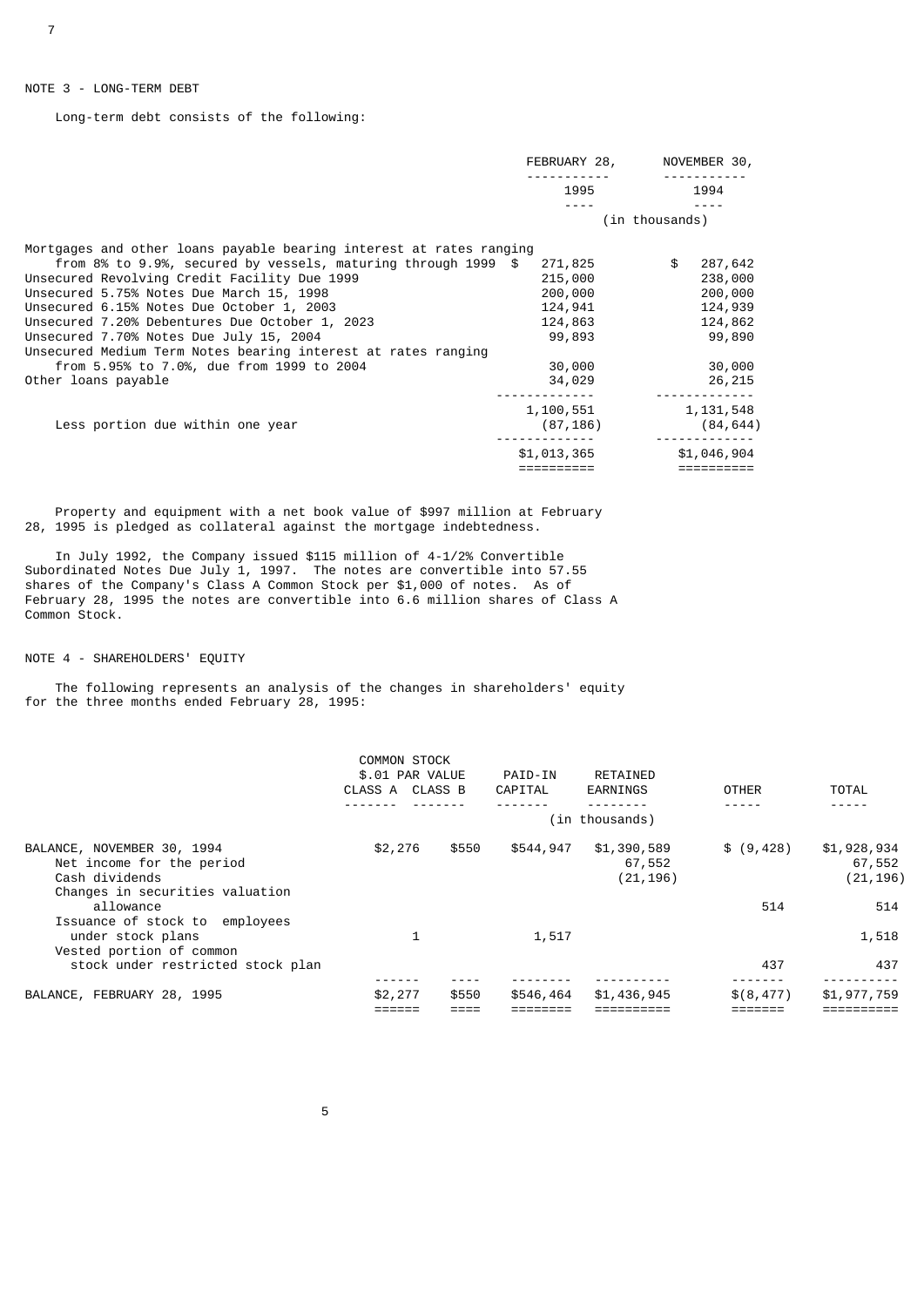NOTE 3 - LONG-TERM DEBT

Long-term debt consists of the following:

| | FEBRUARY 28, 1995 | NOVEMBER 30, 1994 |
|---|---|---|
| | (in thousands) | |
| Mortgages and other loans payable bearing interest at rates ranging from 8% to 9.9%, secured by vessels, maturing through 1999 | $ 271,825 | $ 287,642 |
| Unsecured Revolving Credit Facility Due 1999 | 215,000 | 238,000 |
| Unsecured 5.75% Notes Due March 15, 1998 | 200,000 | 200,000 |
| Unsecured 6.15% Notes Due October 1, 2003 | 124,941 | 124,939 |
| Unsecured 7.20% Debentures Due October 1, 2023 | 124,863 | 124,862 |
| Unsecured 7.70% Notes Due July 15, 2004 | 99,893 | 99,890 |
| Unsecured Medium Term Notes bearing interest at rates ranging from 5.95% to 7.0%, due from 1999 to 2004 | 30,000 | 30,000 |
| Other loans payable | 34,029 | 26,215 |
| | 1,100,551 | 1,131,548 |
| Less portion due within one year | (87,186) | (84,644) |
| | $1,013,365 | $1,046,904 |

Property and equipment with a net book value of $997 million at February 28, 1995 is pledged as collateral against the mortgage indebtedness.

In July 1992, the Company issued $115 million of 4-1/2% Convertible Subordinated Notes Due July 1, 1997. The notes are convertible into 57.55 shares of the Company's Class A Common Stock per $1,000 of notes. As of February 28, 1995 the notes are convertible into 6.6 million shares of Class A Common Stock.

NOTE 4 - SHAREHOLDERS' EQUITY

The following represents an analysis of the changes in shareholders' equity for the three months ended February 28, 1995:

| | COMMON STOCK $.01 PAR VALUE CLASS A | CLASS B | PAID-IN CAPITAL | RETAINED EARNINGS | OTHER | TOTAL |
|---|---|---|---|---|---|---|
| | | | (in thousands) | | | |
| BALANCE, NOVEMBER 30, 1994 | $2,276 | $550 | $544,947 | $1,390,589 | $ (9,428) | $1,928,934 |
| Net income for the period | | | | 67,552 | | 67,552 |
| Cash dividends | | | | (21,196) | | (21,196) |
| Changes in securities valuation allowance | | | | | 514 | 514 |
| Issuance of stock to employees under stock plans | 1 | | 1,517 | | | 1,518 |
| Vested portion of common stock under restricted stock plan | | | | | 437 | 437 |
| BALANCE, FEBRUARY 28, 1995 | $2,277 | $550 | $546,464 | $1,436,945 | $(8,477) | $1,977,759 |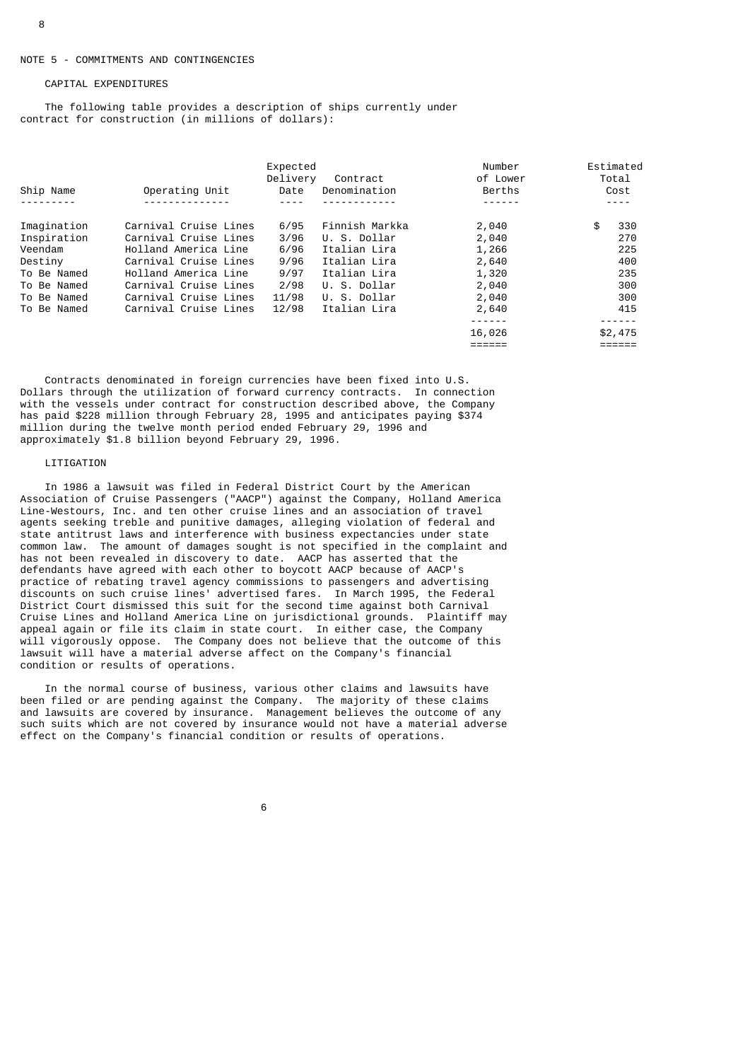NOTE 5 - COMMITMENTS AND CONTINGENCIES

CAPITAL EXPENDITURES

The following table provides a description of ships currently under contract for construction (in millions of dollars):

| Ship Name | Operating Unit | Expected Delivery Date | Contract Denomination | Number of Lower Berths | Estimated Total Cost |
|---|---|---|---|---|---|
| Imagination | Carnival Cruise Lines | 6/95 | Finnish Markka | 2,040 | $ 330 |
| Inspiration | Carnival Cruise Lines | 3/96 | U. S. Dollar | 2,040 | 270 |
| Veendam | Holland America Line | 6/96 | Italian Lira | 1,266 | 225 |
| Destiny | Carnival Cruise Lines | 9/96 | Italian Lira | 2,640 | 400 |
| To Be Named | Holland America Line | 9/97 | Italian Lira | 1,320 | 235 |
| To Be Named | Carnival Cruise Lines | 2/98 | U. S. Dollar | 2,040 | 300 |
| To Be Named | Carnival Cruise Lines | 11/98 | U. S. Dollar | 2,040 | 300 |
| To Be Named | Carnival Cruise Lines | 12/98 | Italian Lira | 2,640 | 415 |
| | | | | 16,026 | $2,475 |

Contracts denominated in foreign currencies have been fixed into U.S. Dollars through the utilization of forward currency contracts. In connection with the vessels under contract for construction described above, the Company has paid $228 million through February 28, 1995 and anticipates paying $374 million during the twelve month period ended February 29, 1996 and approximately $1.8 billion beyond February 29, 1996.

LITIGATION

In 1986 a lawsuit was filed in Federal District Court by the American Association of Cruise Passengers ("AACP") against the Company, Holland America Line-Westours, Inc. and ten other cruise lines and an association of travel agents seeking treble and punitive damages, alleging violation of federal and state antitrust laws and interference with business expectancies under state common law. The amount of damages sought is not specified in the complaint and has not been revealed in discovery to date. AACP has asserted that the defendants have agreed with each other to boycott AACP because of AACP's practice of rebating travel agency commissions to passengers and advertising discounts on such cruise lines' advertised fares. In March 1995, the Federal District Court dismissed this suit for the second time against both Carnival Cruise Lines and Holland America Line on jurisdictional grounds. Plaintiff may appeal again or file its claim in state court. In either case, the Company will vigorously oppose. The Company does not believe that the outcome of this lawsuit will have a material adverse affect on the Company's financial condition or results of operations.

In the normal course of business, various other claims and lawsuits have been filed or are pending against the Company. The majority of these claims and lawsuits are covered by insurance. Management believes the outcome of any such suits which are not covered by insurance would not have a material adverse effect on the Company's financial condition or results of operations.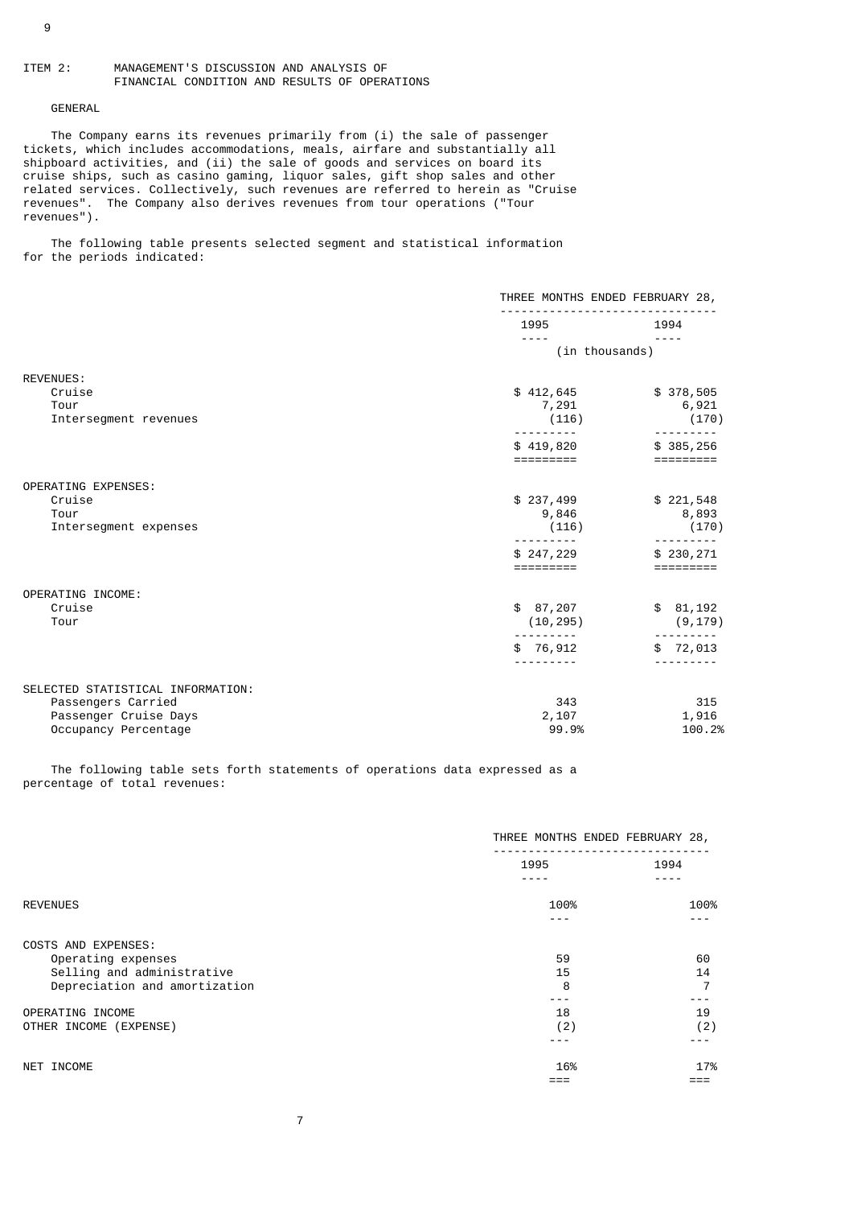## ITEM 2: MANAGEMENT'S DISCUSSION AND ANALYSIS OF FINANCIAL CONDITION AND RESULTS OF OPERATIONS

### GENERAL

The Company earns its revenues primarily from (i) the sale of passenger tickets, which includes accommodations, meals, airfare and substantially all shipboard activities, and (ii) the sale of goods and services on board its cruise ships, such as casino gaming, liquor sales, gift shop sales and other related services. Collectively, such revenues are referred to herein as "Cruise revenues". The Company also derives revenues from tour operations ("Tour revenues").

The following table presents selected segment and statistical information for the periods indicated:

| | THREE MONTHS ENDED FEBRUARY 28, | |
|---|---|---|
| | 1995 | 1994 |
| | (in thousands) | |
| REVENUES: | | |
| Cruise | $ 412,645 | $ 378,505 |
| Tour | 7,291 | 6,921 |
| Intersegment revenues | (116) | (170) |
| | $ 419,820 | $ 385,256 |
| OPERATING EXPENSES: | | |
| Cruise | $ 237,499 | $ 221,548 |
| Tour | 9,846 | 8,893 |
| Intersegment expenses | (116) | (170) |
| | $ 247,229 | $ 230,271 |
| OPERATING INCOME: | | |
| Cruise | $ 87,207 | $ 81,192 |
| Tour | (10,295) | (9,179) |
| | $ 76,912 | $ 72,013 |
| SELECTED STATISTICAL INFORMATION: | | |
| Passengers Carried | 343 | 315 |
| Passenger Cruise Days | 2,107 | 1,916 |
| Occupancy Percentage | 99.9% | 100.2% |

The following table sets forth statements of operations data expressed as a percentage of total revenues:

| | THREE MONTHS ENDED FEBRUARY 28, | |
|---|---|---|
| | 1995 | 1994 |
| REVENUES | 100% | 100% |
| COSTS AND EXPENSES: | | |
| Operating expenses | 59 | 60 |
| Selling and administrative | 15 | 14 |
| Depreciation and amortization | 8 | 7 |
| OPERATING INCOME | 18 | 19 |
| OTHER INCOME (EXPENSE) | (2) | (2) |
| NET INCOME | 16% | 17% |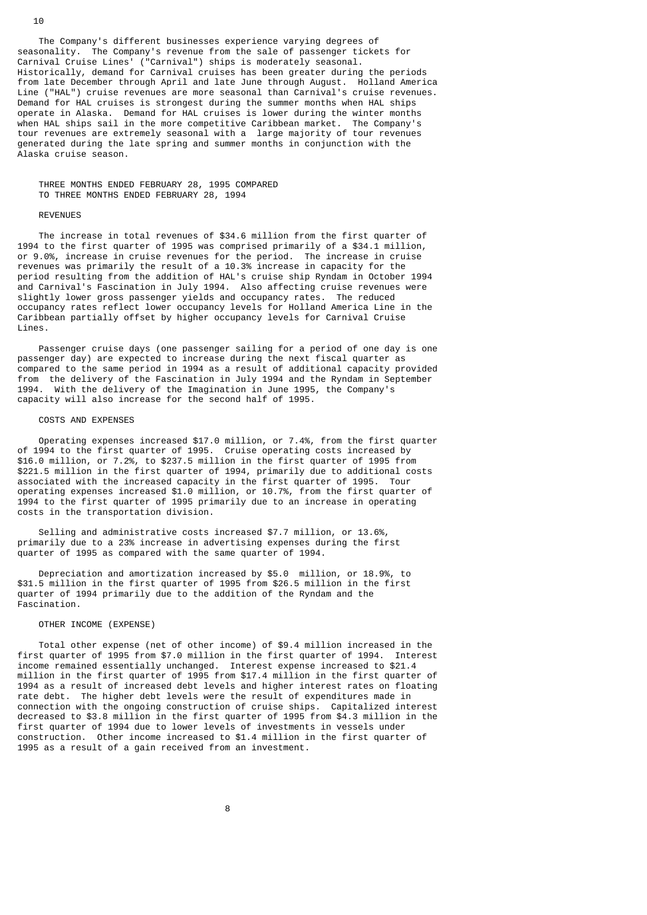The Company's different businesses experience varying degrees of seasonality. The Company's revenue from the sale of passenger tickets for Carnival Cruise Lines' ("Carnival") ships is moderately seasonal. Historically, demand for Carnival cruises has been greater during the periods from late December through April and late June through August. Holland America Line ("HAL") cruise revenues are more seasonal than Carnival's cruise revenues. Demand for HAL cruises is strongest during the summer months when HAL ships operate in Alaska. Demand for HAL cruises is lower during the winter months when HAL ships sail in the more competitive Caribbean market. The Company's tour revenues are extremely seasonal with a large majority of tour revenues generated during the late spring and summer months in conjunction with the Alaska cruise season.

## THREE MONTHS ENDED FEBRUARY 28, 1995 COMPARED TO THREE MONTHS ENDED FEBRUARY 28, 1994

### REVENUES

The increase in total revenues of $34.6 million from the first quarter of 1994 to the first quarter of 1995 was comprised primarily of a $34.1 million, or 9.0%, increase in cruise revenues for the period. The increase in cruise revenues was primarily the result of a 10.3% increase in capacity for the period resulting from the addition of HAL's cruise ship Ryndam in October 1994 and Carnival's Fascination in July 1994. Also affecting cruise revenues were slightly lower gross passenger yields and occupancy rates. The reduced occupancy rates reflect lower occupancy levels for Holland America Line in the Caribbean partially offset by higher occupancy levels for Carnival Cruise Lines.

Passenger cruise days (one passenger sailing for a period of one day is one passenger day) are expected to increase during the next fiscal quarter as compared to the same period in 1994 as a result of additional capacity provided from the delivery of the Fascination in July 1994 and the Ryndam in September 1994. With the delivery of the Imagination in June 1995, the Company's capacity will also increase for the second half of 1995.

### COSTS AND EXPENSES

Operating expenses increased $17.0 million, or 7.4%, from the first quarter of 1994 to the first quarter of 1995. Cruise operating costs increased by $16.0 million, or 7.2%, to $237.5 million in the first quarter of 1995 from $221.5 million in the first quarter of 1994, primarily due to additional costs associated with the increased capacity in the first quarter of 1995. Tour operating expenses increased $1.0 million, or 10.7%, from the first quarter of 1994 to the first quarter of 1995 primarily due to an increase in operating costs in the transportation division.

Selling and administrative costs increased $7.7 million, or 13.6%, primarily due to a 23% increase in advertising expenses during the first quarter of 1995 as compared with the same quarter of 1994.

Depreciation and amortization increased by $5.0 million, or 18.9%, to $31.5 million in the first quarter of 1995 from $26.5 million in the first quarter of 1994 primarily due to the addition of the Ryndam and the Fascination.

### OTHER INCOME (EXPENSE)

Total other expense (net of other income) of $9.4 million increased in the first quarter of 1995 from $7.0 million in the first quarter of 1994. Interest income remained essentially unchanged. Interest expense increased to $21.4 million in the first quarter of 1995 from $17.4 million in the first quarter of 1994 as a result of increased debt levels and higher interest rates on floating rate debt. The higher debt levels were the result of expenditures made in connection with the ongoing construction of cruise ships. Capitalized interest decreased to $3.8 million in the first quarter of 1995 from $4.3 million in the first quarter of 1994 due to lower levels of investments in vessels under construction. Other income increased to $1.4 million in the first quarter of 1995 as a result of a gain received from an investment.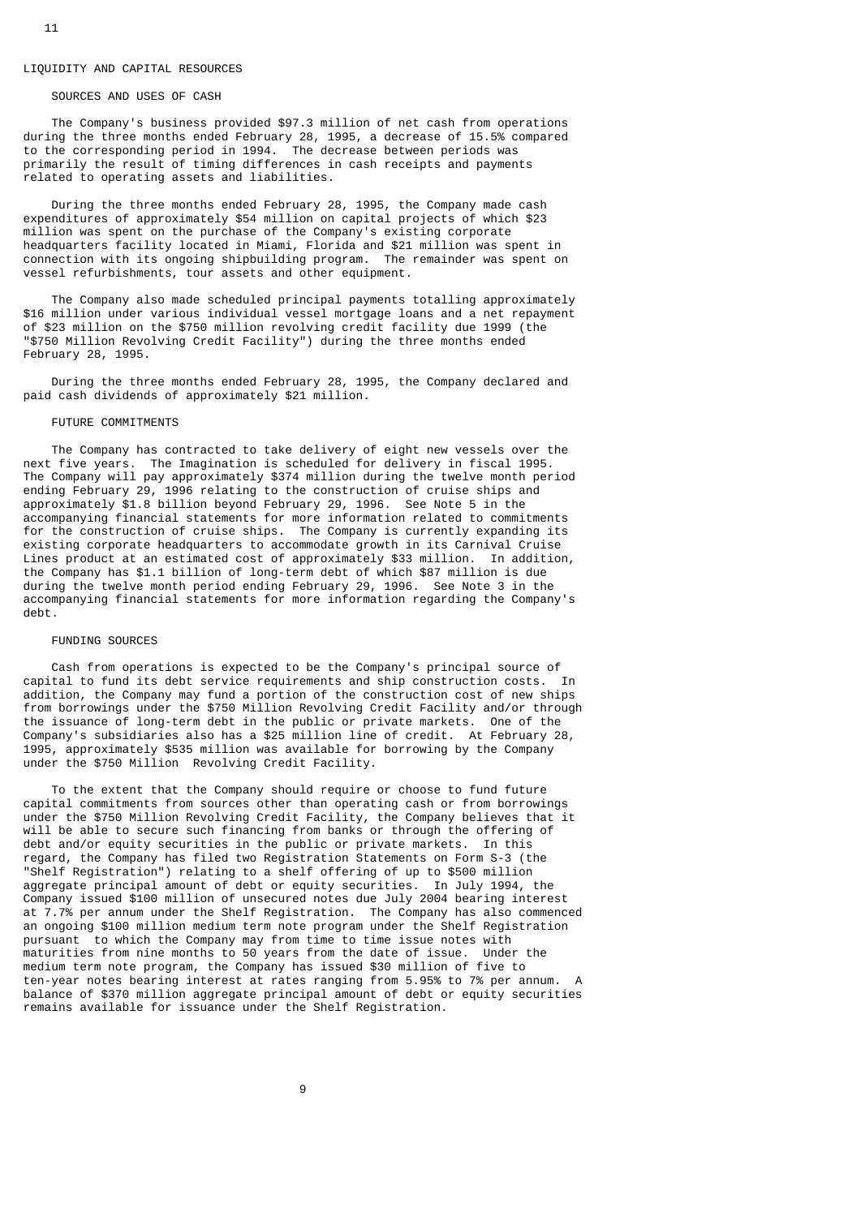## LIQUIDITY AND CAPITAL RESOURCES

### SOURCES AND USES OF CASH

The Company's business provided $97.3 million of net cash from operations during the three months ended February 28, 1995, a decrease of 15.5% compared to the corresponding period in 1994. The decrease between periods was primarily the result of timing differences in cash receipts and payments related to operating assets and liabilities.

During the three months ended February 28, 1995, the Company made cash expenditures of approximately $54 million on capital projects of which $23 million was spent on the purchase of the Company's existing corporate headquarters facility located in Miami, Florida and $21 million was spent in connection with its ongoing shipbuilding program. The remainder was spent on vessel refurbishments, tour assets and other equipment.

The Company also made scheduled principal payments totalling approximately $16 million under various individual vessel mortgage loans and a net repayment of $23 million on the $750 million revolving credit facility due 1999 (the "$750 Million Revolving Credit Facility") during the three months ended February 28, 1995.

During the three months ended February 28, 1995, the Company declared and paid cash dividends of approximately $21 million.

### FUTURE COMMITMENTS

The Company has contracted to take delivery of eight new vessels over the next five years. The Imagination is scheduled for delivery in fiscal 1995. The Company will pay approximately $374 million during the twelve month period ending February 29, 1996 relating to the construction of cruise ships and approximately $1.8 billion beyond February 29, 1996. See Note 5 in the accompanying financial statements for more information related to commitments for the construction of cruise ships. The Company is currently expanding its existing corporate headquarters to accommodate growth in its Carnival Cruise Lines product at an estimated cost of approximately $33 million. In addition, the Company has $1.1 billion of long-term debt of which $87 million is due during the twelve month period ending February 29, 1996. See Note 3 in the accompanying financial statements for more information regarding the Company's debt.

### FUNDING SOURCES

Cash from operations is expected to be the Company's principal source of capital to fund its debt service requirements and ship construction costs. In addition, the Company may fund a portion of the construction cost of new ships from borrowings under the $750 Million Revolving Credit Facility and/or through the issuance of long-term debt in the public or private markets. One of the Company's subsidiaries also has a $25 million line of credit. At February 28, 1995, approximately $535 million was available for borrowing by the Company under the $750 Million Revolving Credit Facility.

To the extent that the Company should require or choose to fund future capital commitments from sources other than operating cash or from borrowings under the $750 Million Revolving Credit Facility, the Company believes that it will be able to secure such financing from banks or through the offering of debt and/or equity securities in the public or private markets. In this regard, the Company has filed two Registration Statements on Form S-3 (the "Shelf Registration") relating to a shelf offering of up to $500 million aggregate principal amount of debt or equity securities. In July 1994, the Company issued $100 million of unsecured notes due July 2004 bearing interest at 7.7% per annum under the Shelf Registration. The Company has also commenced an ongoing $100 million medium term note program under the Shelf Registration pursuant to which the Company may from time to time issue notes with maturities from nine months to 50 years from the date of issue. Under the medium term note program, the Company has issued $30 million of five to ten-year notes bearing interest at rates ranging from 5.95% to 7% per annum. A balance of $370 million aggregate principal amount of debt or equity securities remains available for issuance under the Shelf Registration.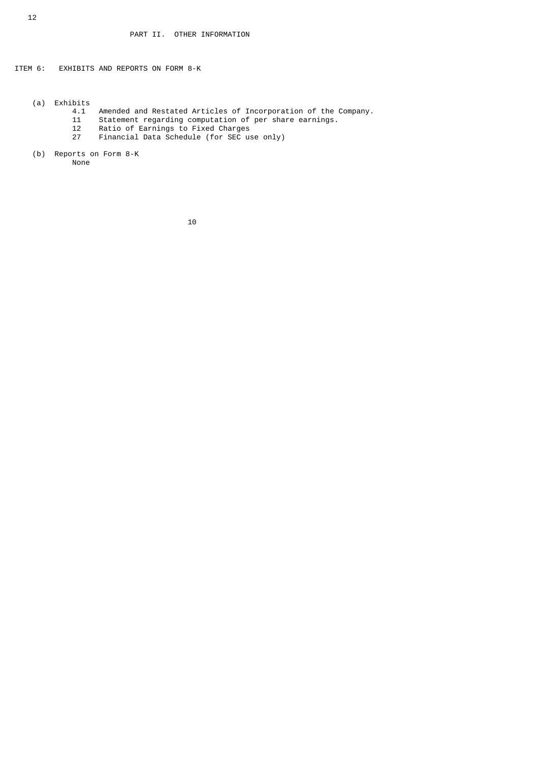## PART II. OTHER INFORMATION

### ITEM 6: EXHIBITS AND REPORTS ON FORM 8-K

(a) Exhibits

- 4.1 Amended and Restated Articles of Incorporation of the Company.
- 11 Statement regarding computation of per share earnings.
- 12 Ratio of Earnings to Fixed Charges
- 27 Financial Data Schedule (for SEC use only)

(b) Reports on Form 8-K

None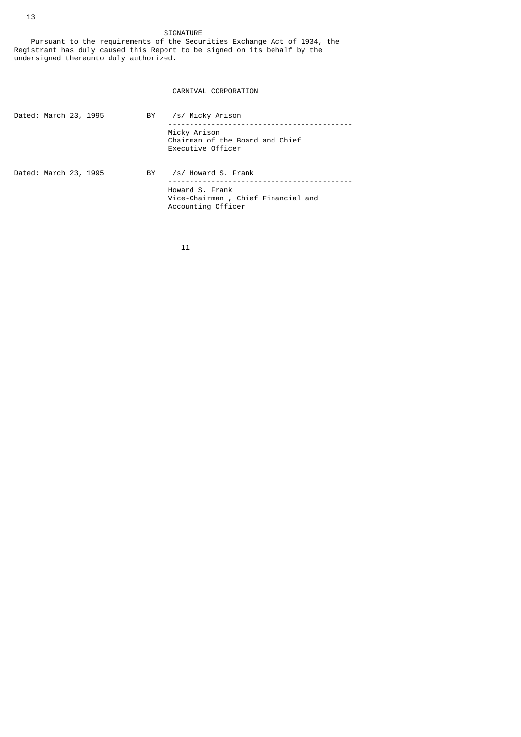# SIGNATURE

Pursuant to the requirements of the Securities Exchange Act of 1934, the Registrant has duly caused this Report to be signed on its behalf by the undersigned thereunto duly authorized.

CARNIVAL CORPORATION

Dated: March 23, 1995 BY /s/ Micky Arison

Micky Arison
Chairman of the Board and Chief Executive Officer

Dated: March 23, 1995 BY /s/ Howard S. Frank

Howard S. Frank
Vice-Chairman , Chief Financial and Accounting Officer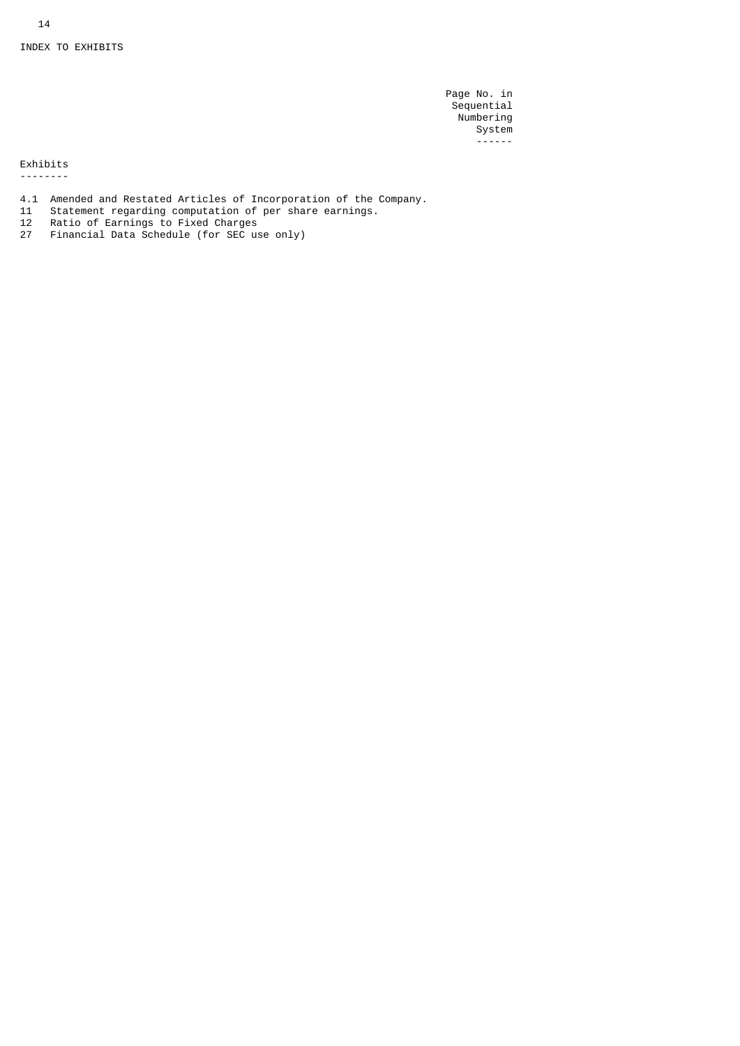INDEX TO EXHIBITS

| Exhibits | | Page No. in Sequential Numbering System |
|---|---|---|
| 4.1 | Amended and Restated Articles of Incorporation of the Company. | |
| 11 | Statement regarding computation of per share earnings. | |
| 12 | Ratio of Earnings to Fixed Charges | |
| 27 | Financial Data Schedule (for SEC use only) | |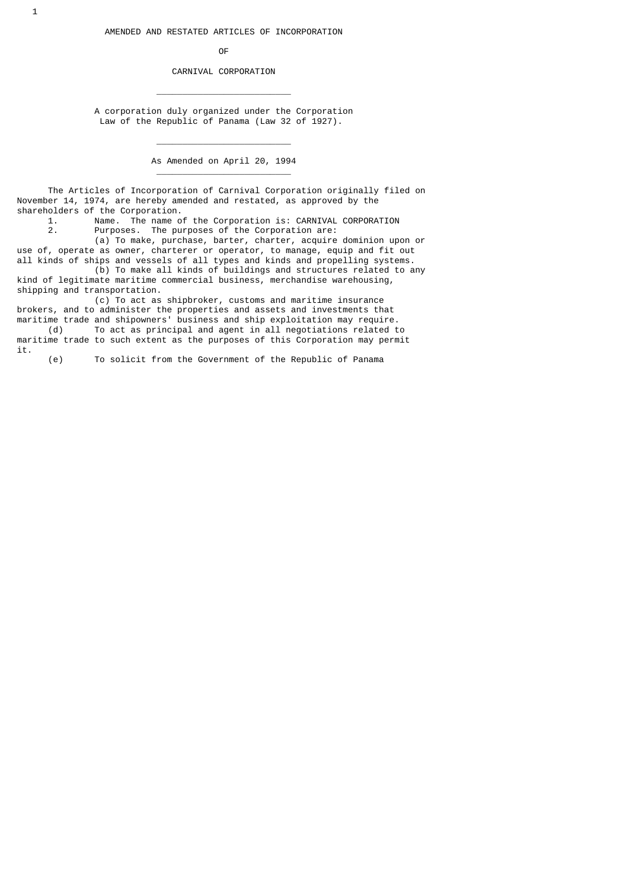# AMENDED AND RESTATED ARTICLES OF INCORPORATION

# OF

# CARNIVAL CORPORATION

---

A corporation duly organized under the Corporation Law of the Republic of Panama (Law 32 of 1927).

---

As Amended on April 20, 1994

---

The Articles of Incorporation of Carnival Corporation originally filed on November 14, 1974, are hereby amended and restated, as approved by the shareholders of the Corporation.

1. Name. The name of the Corporation is: CARNIVAL CORPORATION

2. Purposes. The purposes of the Corporation are:

(a) To make, purchase, barter, charter, acquire dominion upon or use of, operate as owner, charterer or operator, to manage, equip and fit out all kinds of ships and vessels of all types and kinds and propelling systems.

(b) To make all kinds of buildings and structures related to any kind of legitimate maritime commercial business, merchandise warehousing, shipping and transportation.

(c) To act as shipbroker, customs and maritime insurance brokers, and to administer the properties and assets and investments that maritime trade and shipowners' business and ship exploitation may require.

(d) To act as principal and agent in all negotiations related to maritime trade to such extent as the purposes of this Corporation may permit it.

(e) To solicit from the Government of the Republic of Panama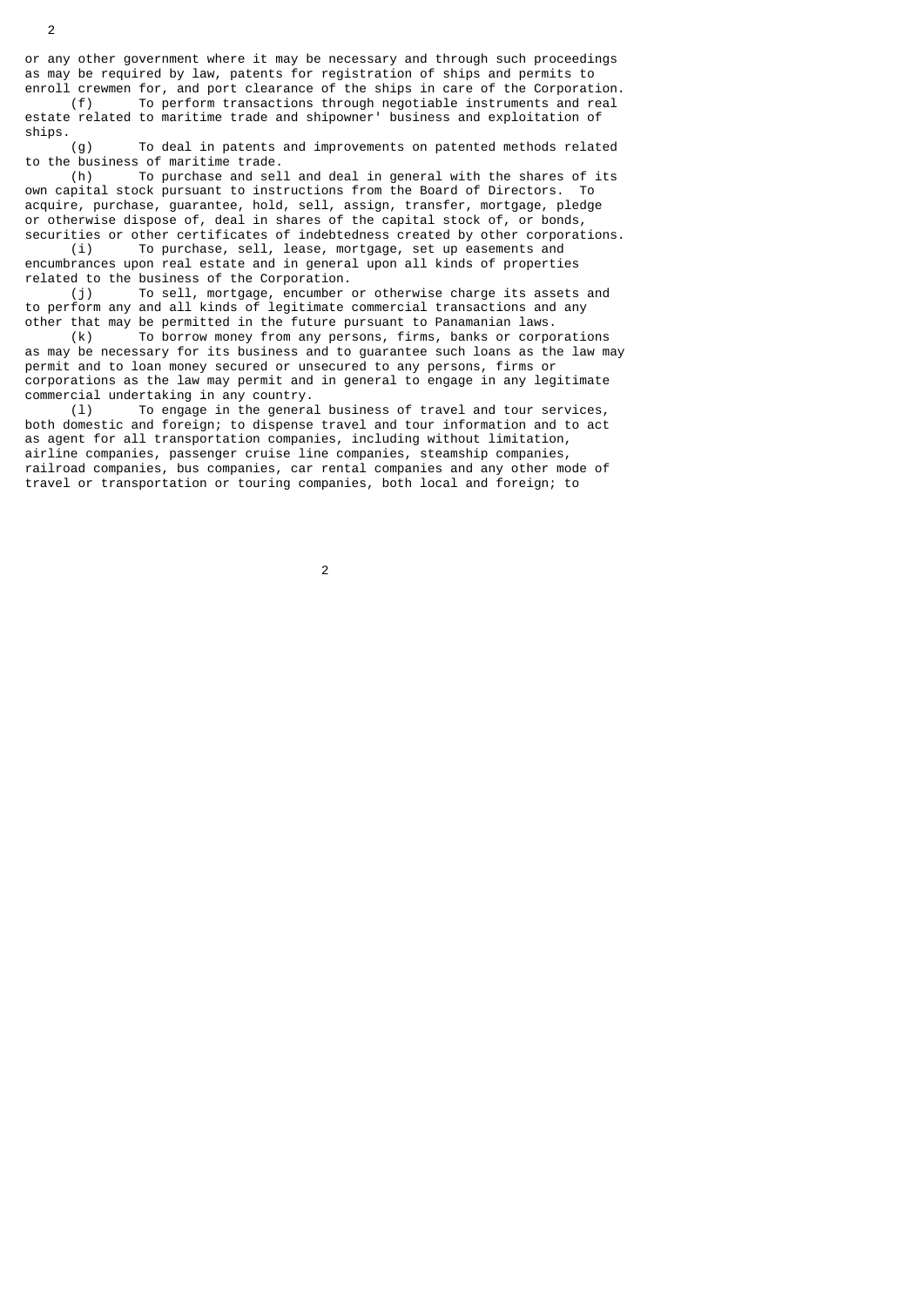or any other government where it may be necessary and through such proceedings as may be required by law, patents for registration of ships and permits to enroll crewmen for, and port clearance of the ships in care of the Corporation.

(f) To perform transactions through negotiable instruments and real estate related to maritime trade and shipowner' business and exploitation of ships.

(g) To deal in patents and improvements on patented methods related to the business of maritime trade.

(h) To purchase and sell and deal in general with the shares of its own capital stock pursuant to instructions from the Board of Directors. To acquire, purchase, guarantee, hold, sell, assign, transfer, mortgage, pledge or otherwise dispose of, deal in shares of the capital stock of, or bonds, securities or other certificates of indebtedness created by other corporations.

(i) To purchase, sell, lease, mortgage, set up easements and encumbrances upon real estate and in general upon all kinds of properties related to the business of the Corporation.

(j) To sell, mortgage, encumber or otherwise charge its assets and to perform any and all kinds of legitimate commercial transactions and any other that may be permitted in the future pursuant to Panamanian laws.

(k) To borrow money from any persons, firms, banks or corporations as may be necessary for its business and to guarantee such loans as the law may permit and to loan money secured or unsecured to any persons, firms or corporations as the law may permit and in general to engage in any legitimate commercial undertaking in any country.

(l) To engage in the general business of travel and tour services, both domestic and foreign; to dispense travel and tour information and to act as agent for all transportation companies, including without limitation, airline companies, passenger cruise line companies, steamship companies, railroad companies, bus companies, car rental companies and any other mode of travel or transportation or touring companies, both local and foreign; to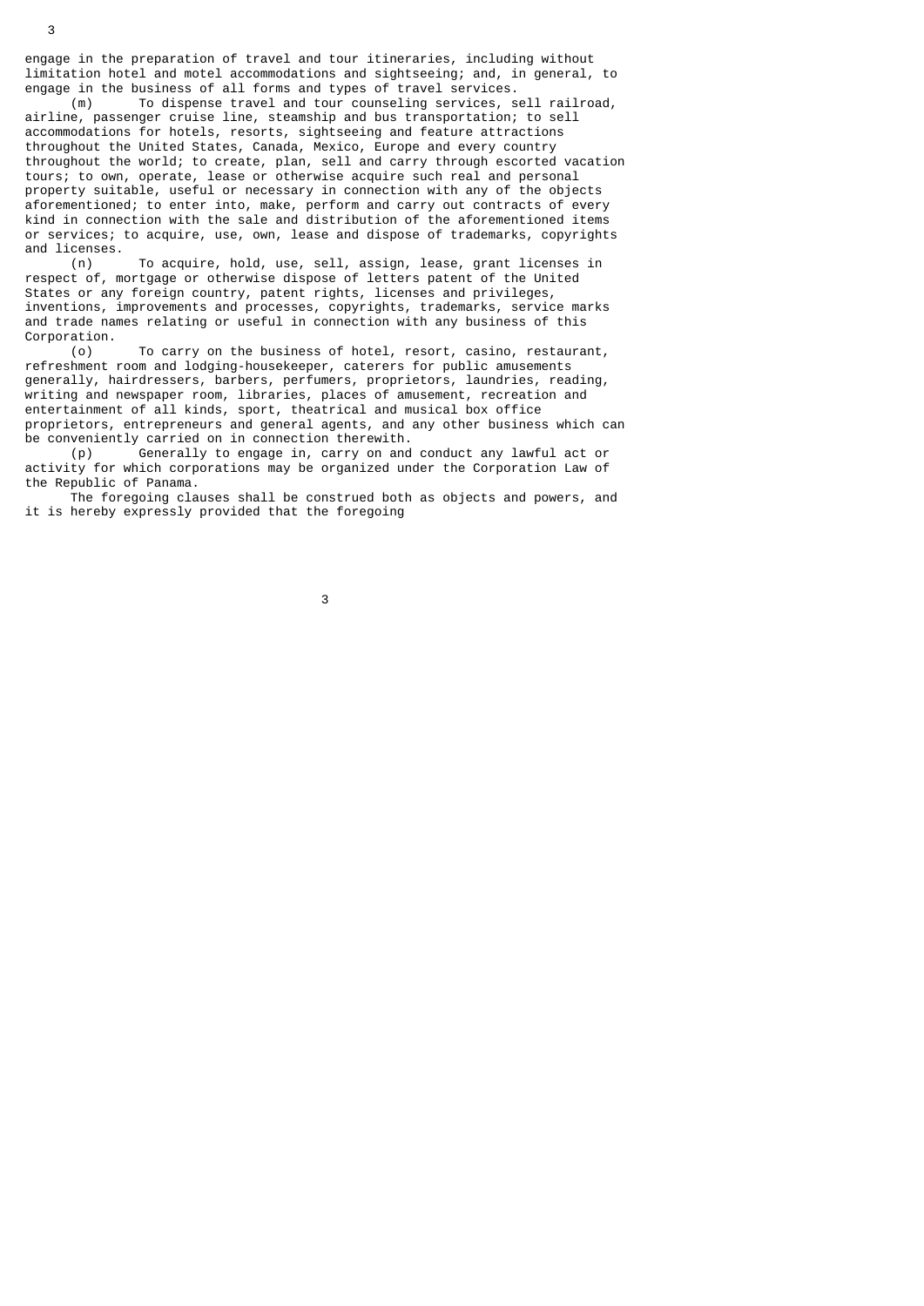engage in the preparation of travel and tour itineraries, including without limitation hotel and motel accommodations and sightseeing; and, in general, to engage in the business of all forms and types of travel services.

(m) To dispense travel and tour counseling services, sell railroad, airline, passenger cruise line, steamship and bus transportation; to sell accommodations for hotels, resorts, sightseeing and feature attractions throughout the United States, Canada, Mexico, Europe and every country throughout the world; to create, plan, sell and carry through escorted vacation tours; to own, operate, lease or otherwise acquire such real and personal property suitable, useful or necessary in connection with any of the objects aforementioned; to enter into, make, perform and carry out contracts of every kind in connection with the sale and distribution of the aforementioned items or services; to acquire, use, own, lease and dispose of trademarks, copyrights and licenses.

(n) To acquire, hold, use, sell, assign, lease, grant licenses in respect of, mortgage or otherwise dispose of letters patent of the United States or any foreign country, patent rights, licenses and privileges, inventions, improvements and processes, copyrights, trademarks, service marks and trade names relating or useful in connection with any business of this Corporation.

(o) To carry on the business of hotel, resort, casino, restaurant, refreshment room and lodging-housekeeper, caterers for public amusements generally, hairdressers, barbers, perfumers, proprietors, laundries, reading, writing and newspaper room, libraries, places of amusement, recreation and entertainment of all kinds, sport, theatrical and musical box office proprietors, entrepreneurs and general agents, and any other business which can be conveniently carried on in connection therewith.

(p) Generally to engage in, carry on and conduct any lawful act or activity for which corporations may be organized under the Corporation Law of the Republic of Panama.

The foregoing clauses shall be construed both as objects and powers, and it is hereby expressly provided that the foregoing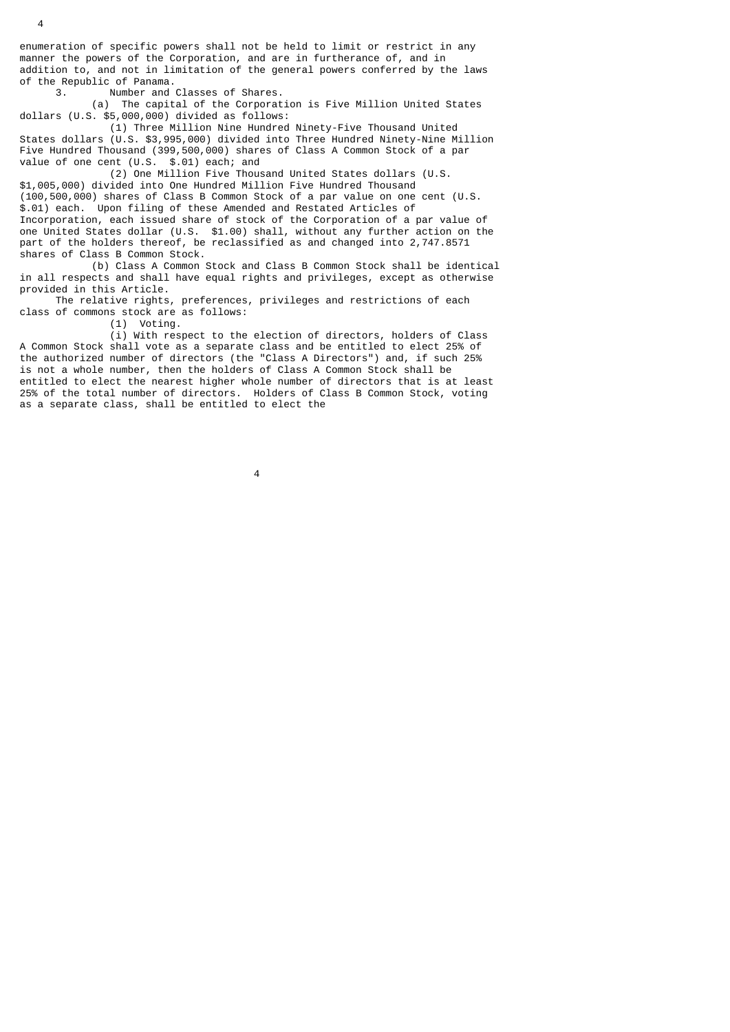enumeration of specific powers shall not be held to limit or restrict in any manner the powers of the Corporation, and are in furtherance of, and in addition to, and not in limitation of the general powers conferred by the laws of the Republic of Panama.

3. Number and Classes of Shares.

(a) The capital of the Corporation is Five Million United States dollars (U.S. $5,000,000) divided as follows:

(1) Three Million Nine Hundred Ninety-Five Thousand United States dollars (U.S. $3,995,000) divided into Three Hundred Ninety-Nine Million Five Hundred Thousand (399,500,000) shares of Class A Common Stock of a par value of one cent (U.S. $.01) each; and

(2) One Million Five Thousand United States dollars (U.S. $1,005,000) divided into One Hundred Million Five Hundred Thousand (100,500,000) shares of Class B Common Stock of a par value on one cent (U.S. $.01) each. Upon filing of these Amended and Restated Articles of Incorporation, each issued share of stock of the Corporation of a par value of one United States dollar (U.S. $1.00) shall, without any further action on the part of the holders thereof, be reclassified as and changed into 2,747.8571 shares of Class B Common Stock.

(b) Class A Common Stock and Class B Common Stock shall be identical in all respects and shall have equal rights and privileges, except as otherwise provided in this Article.

The relative rights, preferences, privileges and restrictions of each class of commons stock are as follows:

(1) Voting.

(i) With respect to the election of directors, holders of Class A Common Stock shall vote as a separate class and be entitled to elect 25% of the authorized number of directors (the "Class A Directors") and, if such 25% is not a whole number, then the holders of Class A Common Stock shall be entitled to elect the nearest higher whole number of directors that is at least 25% of the total number of directors. Holders of Class B Common Stock, voting as a separate class, shall be entitled to elect the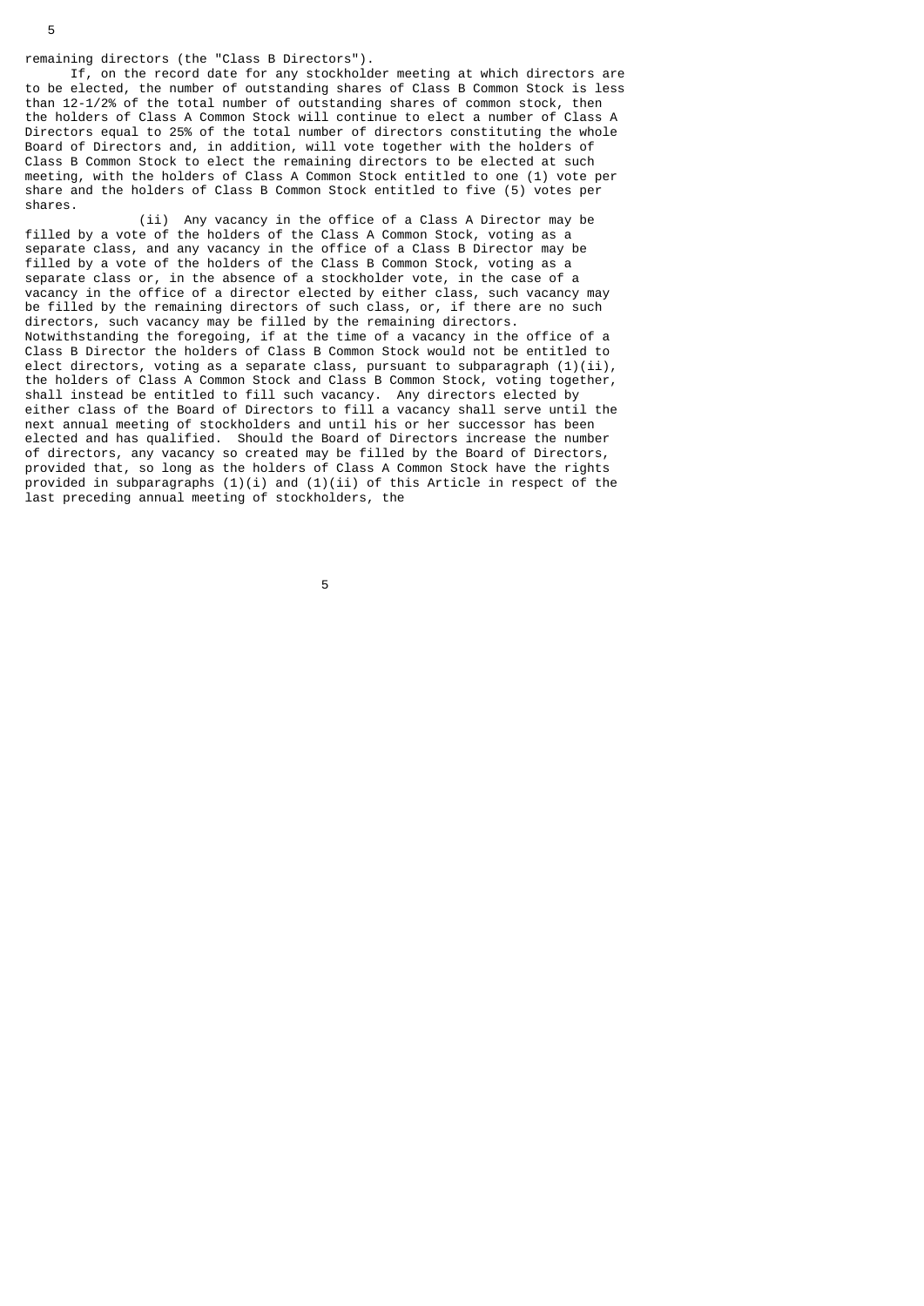remaining directors (the "Class B Directors").

If, on the record date for any stockholder meeting at which directors are to be elected, the number of outstanding shares of Class B Common Stock is less than 12-1/2% of the total number of outstanding shares of common stock, then the holders of Class A Common Stock will continue to elect a number of Class A Directors equal to 25% of the total number of directors constituting the whole Board of Directors and, in addition, will vote together with the holders of Class B Common Stock to elect the remaining directors to be elected at such meeting, with the holders of Class A Common Stock entitled to one (1) vote per share and the holders of Class B Common Stock entitled to five (5) votes per shares.

(ii) Any vacancy in the office of a Class A Director may be filled by a vote of the holders of the Class A Common Stock, voting as a separate class, and any vacancy in the office of a Class B Director may be filled by a vote of the holders of the Class B Common Stock, voting as a separate class or, in the absence of a stockholder vote, in the case of a vacancy in the office of a director elected by either class, such vacancy may be filled by the remaining directors of such class, or, if there are no such directors, such vacancy may be filled by the remaining directors. Notwithstanding the foregoing, if at the time of a vacancy in the office of a Class B Director the holders of Class B Common Stock would not be entitled to elect directors, voting as a separate class, pursuant to subparagraph (1)(ii), the holders of Class A Common Stock and Class B Common Stock, voting together, shall instead be entitled to fill such vacancy. Any directors elected by either class of the Board of Directors to fill a vacancy shall serve until the next annual meeting of stockholders and until his or her successor has been elected and has qualified. Should the Board of Directors increase the number of directors, any vacancy so created may be filled by the Board of Directors, provided that, so long as the holders of Class A Common Stock have the rights provided in subparagraphs (1)(i) and (1)(ii) of this Article in respect of the last preceding annual meeting of stockholders, the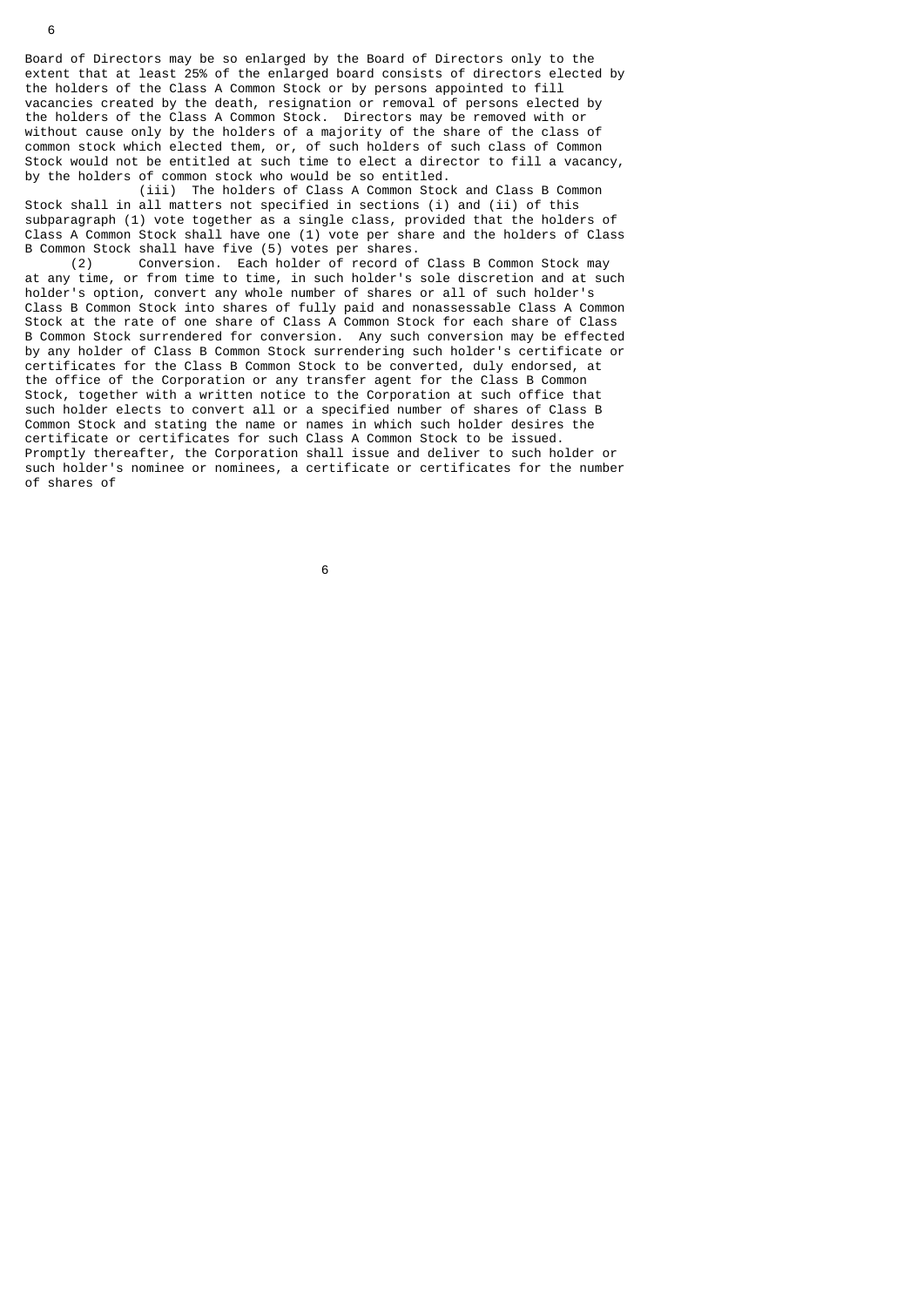Board of Directors may be so enlarged by the Board of Directors only to the extent that at least 25% of the enlarged board consists of directors elected by the holders of the Class A Common Stock or by persons appointed to fill vacancies created by the death, resignation or removal of persons elected by the holders of the Class A Common Stock. Directors may be removed with or without cause only by the holders of a majority of the share of the class of common stock which elected them, or, of such holders of such class of Common Stock would not be entitled at such time to elect a director to fill a vacancy, by the holders of common stock who would be so entitled.

(iii) The holders of Class A Common Stock and Class B Common Stock shall in all matters not specified in sections (i) and (ii) of this subparagraph (1) vote together as a single class, provided that the holders of Class A Common Stock shall have one (1) vote per share and the holders of Class B Common Stock shall have five (5) votes per shares.

(2) Conversion. Each holder of record of Class B Common Stock may at any time, or from time to time, in such holder's sole discretion and at such holder's option, convert any whole number of shares or all of such holder's Class B Common Stock into shares of fully paid and nonassessable Class A Common Stock at the rate of one share of Class A Common Stock for each share of Class B Common Stock surrendered for conversion. Any such conversion may be effected by any holder of Class B Common Stock surrendering such holder's certificate or certificates for the Class B Common Stock to be converted, duly endorsed, at the office of the Corporation or any transfer agent for the Class B Common Stock, together with a written notice to the Corporation at such office that such holder elects to convert all or a specified number of shares of Class B Common Stock and stating the name or names in which such holder desires the certificate or certificates for such Class A Common Stock to be issued. Promptly thereafter, the Corporation shall issue and deliver to such holder or such holder's nominee or nominees, a certificate or certificates for the number of shares of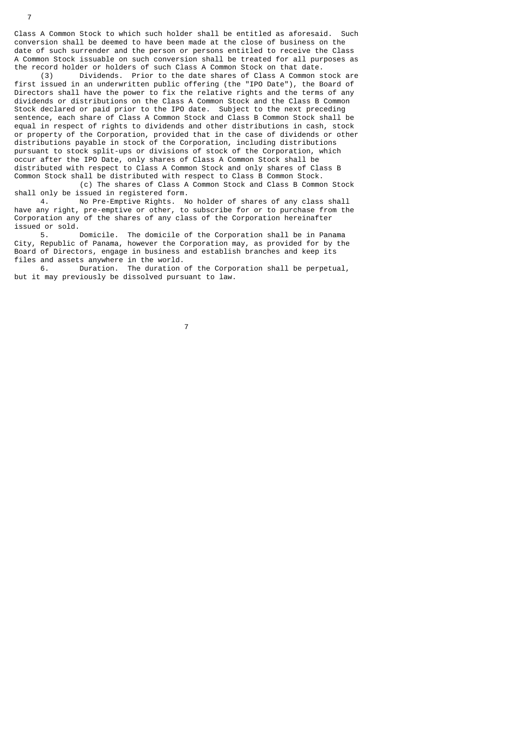Class A Common Stock to which such holder shall be entitled as aforesaid. Such conversion shall be deemed to have been made at the close of business on the date of such surrender and the person or persons entitled to receive the Class A Common Stock issuable on such conversion shall be treated for all purposes as the record holder or holders of such Class A Common Stock on that date.

(3) Dividends. Prior to the date shares of Class A Common stock are first issued in an underwritten public offering (the "IPO Date"), the Board of Directors shall have the power to fix the relative rights and the terms of any dividends or distributions on the Class A Common Stock and the Class B Common Stock declared or paid prior to the IPO date. Subject to the next preceding sentence, each share of Class A Common Stock and Class B Common Stock shall be equal in respect of rights to dividends and other distributions in cash, stock or property of the Corporation, provided that in the case of dividends or other distributions payable in stock of the Corporation, including distributions pursuant to stock split-ups or divisions of stock of the Corporation, which occur after the IPO Date, only shares of Class A Common Stock shall be distributed with respect to Class A Common Stock and only shares of Class B Common Stock shall be distributed with respect to Class B Common Stock.

(c) The shares of Class A Common Stock and Class B Common Stock shall only be issued in registered form.

4. No Pre-Emptive Rights. No holder of shares of any class shall have any right, pre-emptive or other, to subscribe for or to purchase from the Corporation any of the shares of any class of the Corporation hereinafter issued or sold.

5. Domicile. The domicile of the Corporation shall be in Panama City, Republic of Panama, however the Corporation may, as provided for by the Board of Directors, engage in business and establish branches and keep its files and assets anywhere in the world.

6. Duration. The duration of the Corporation shall be perpetual, but it may previously be dissolved pursuant to law.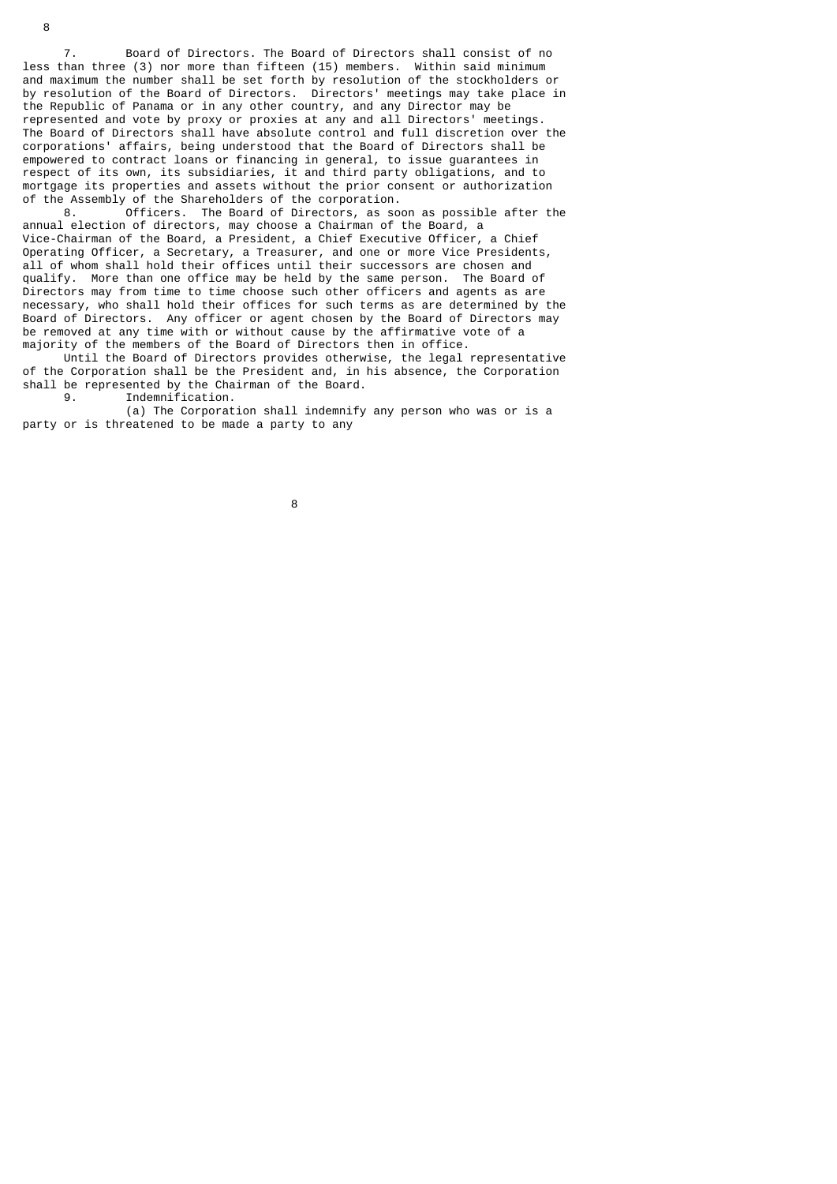7. Board of Directors. The Board of Directors shall consist of no less than three (3) nor more than fifteen (15) members. Within said minimum and maximum the number shall be set forth by resolution of the stockholders or by resolution of the Board of Directors. Directors' meetings may take place in the Republic of Panama or in any other country, and any Director may be represented and vote by proxy or proxies at any and all Directors' meetings. The Board of Directors shall have absolute control and full discretion over the corporations' affairs, being understood that the Board of Directors shall be empowered to contract loans or financing in general, to issue guarantees in respect of its own, its subsidiaries, it and third party obligations, and to mortgage its properties and assets without the prior consent or authorization of the Assembly of the Shareholders of the corporation.

8. Officers. The Board of Directors, as soon as possible after the annual election of directors, may choose a Chairman of the Board, a Vice-Chairman of the Board, a President, a Chief Executive Officer, a Chief Operating Officer, a Secretary, a Treasurer, and one or more Vice Presidents, all of whom shall hold their offices until their successors are chosen and qualify. More than one office may be held by the same person. The Board of Directors may from time to time choose such other officers and agents as are necessary, who shall hold their offices for such terms as are determined by the Board of Directors. Any officer or agent chosen by the Board of Directors may be removed at any time with or without cause by the affirmative vote of a majority of the members of the Board of Directors then in office.

Until the Board of Directors provides otherwise, the legal representative of the Corporation shall be the President and, in his absence, the Corporation shall be represented by the Chairman of the Board.

9. Indemnification.

(a) The Corporation shall indemnify any person who was or is a party or is threatened to be made a party to any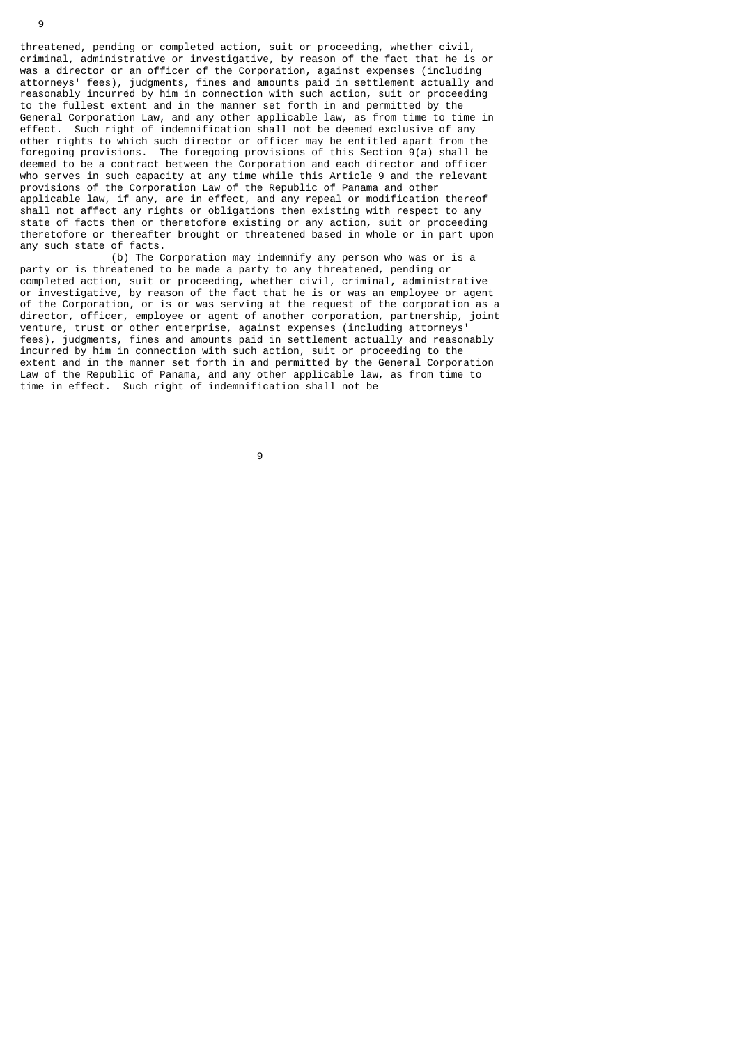threatened, pending or completed action, suit or proceeding, whether civil, criminal, administrative or investigative, by reason of the fact that he is or was a director or an officer of the Corporation, against expenses (including attorneys' fees), judgments, fines and amounts paid in settlement actually and reasonably incurred by him in connection with such action, suit or proceeding to the fullest extent and in the manner set forth in and permitted by the General Corporation Law, and any other applicable law, as from time to time in effect. Such right of indemnification shall not be deemed exclusive of any other rights to which such director or officer may be entitled apart from the foregoing provisions. The foregoing provisions of this Section 9(a) shall be deemed to be a contract between the Corporation and each director and officer who serves in such capacity at any time while this Article 9 and the relevant provisions of the Corporation Law of the Republic of Panama and other applicable law, if any, are in effect, and any repeal or modification thereof shall not affect any rights or obligations then existing with respect to any state of facts then or theretofore existing or any action, suit or proceeding theretofore or thereafter brought or threatened based in whole or in part upon any such state of facts.

(b) The Corporation may indemnify any person who was or is a party or is threatened to be made a party to any threatened, pending or completed action, suit or proceeding, whether civil, criminal, administrative or investigative, by reason of the fact that he is or was an employee or agent of the Corporation, or is or was serving at the request of the corporation as a director, officer, employee or agent of another corporation, partnership, joint venture, trust or other enterprise, against expenses (including attorneys' fees), judgments, fines and amounts paid in settlement actually and reasonably incurred by him in connection with such action, suit or proceeding to the extent and in the manner set forth in and permitted by the General Corporation Law of the Republic of Panama, and any other applicable law, as from time to time in effect. Such right of indemnification shall not be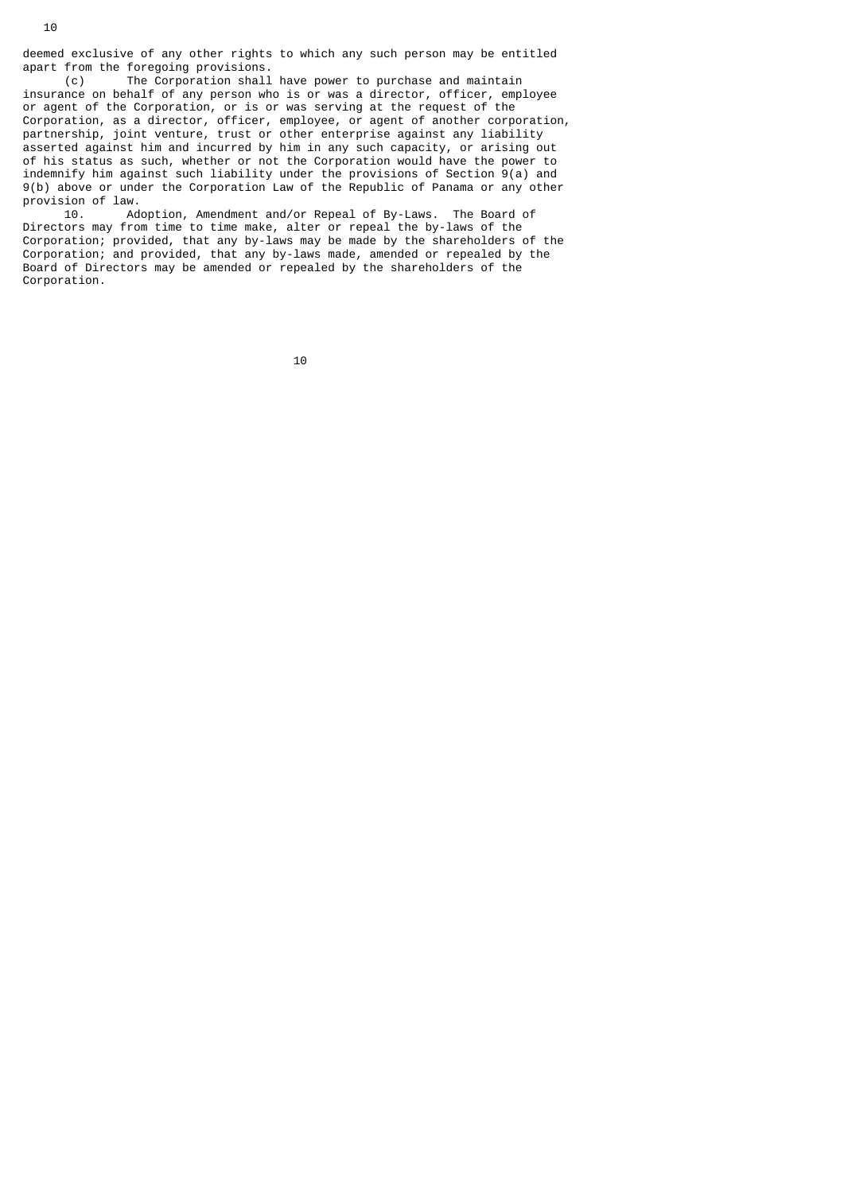deemed exclusive of any other rights to which any such person may be entitled apart from the foregoing provisions.

(c) The Corporation shall have power to purchase and maintain insurance on behalf of any person who is or was a director, officer, employee or agent of the Corporation, or is or was serving at the request of the Corporation, as a director, officer, employee, or agent of another corporation, partnership, joint venture, trust or other enterprise against any liability asserted against him and incurred by him in any such capacity, or arising out of his status as such, whether or not the Corporation would have the power to indemnify him against such liability under the provisions of Section 9(a) and 9(b) above or under the Corporation Law of the Republic of Panama or any other provision of law.

10. Adoption, Amendment and/or Repeal of By-Laws. The Board of Directors may from time to time make, alter or repeal the by-laws of the Corporation; provided, that any by-laws may be made by the shareholders of the Corporation; and provided, that any by-laws made, amended or repealed by the Board of Directors may be amended or repealed by the shareholders of the Corporation.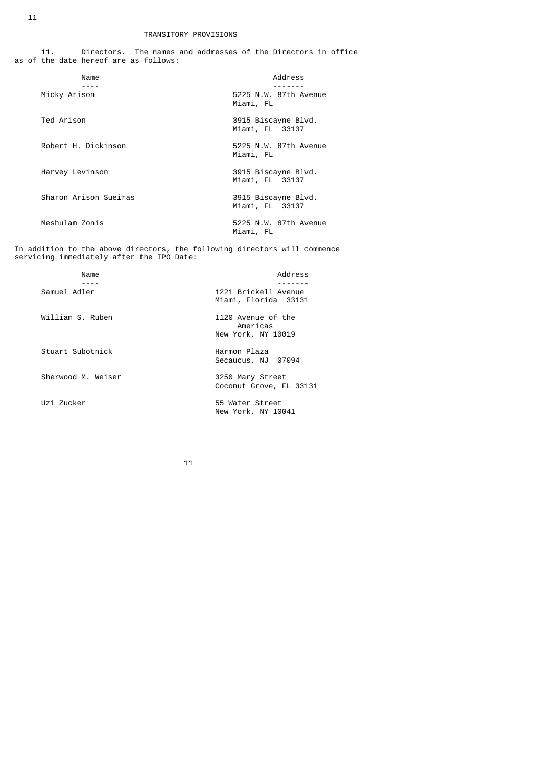## TRANSITORY PROVISIONS

11. Directors. The names and addresses of the Directors in office as of the date hereof are as follows:

| Name | Address |
|---|---|
| Micky Arison | 5225 N.W. 87th Avenue Miami, FL |
| Ted Arison | 3915 Biscayne Blvd. Miami, FL 33137 |
| Robert H. Dickinson | 5225 N.W. 87th Avenue Miami, FL |
| Harvey Levinson | 3915 Biscayne Blvd. Miami, FL 33137 |
| Sharon Arison Sueiras | 3915 Biscayne Blvd. Miami, FL 33137 |
| Meshulam Zonis | 5225 N.W. 87th Avenue Miami, FL |

In addition to the above directors, the following directors will commence servicing immediately after the IPO Date:

| Name | Address |
|---|---|
| Samuel Adler | 1221 Brickell Avenue Miami, Florida 33131 |
| William S. Ruben | 1120 Avenue of the Americas New York, NY 10019 |
| Stuart Subotnick | Harmon Plaza Secaucus, NJ 07094 |
| Sherwood M. Weiser | 3250 Mary Street Coconut Grove, FL 33131 |
| Uzi Zucker | 55 Water Street New York, NY 10041 |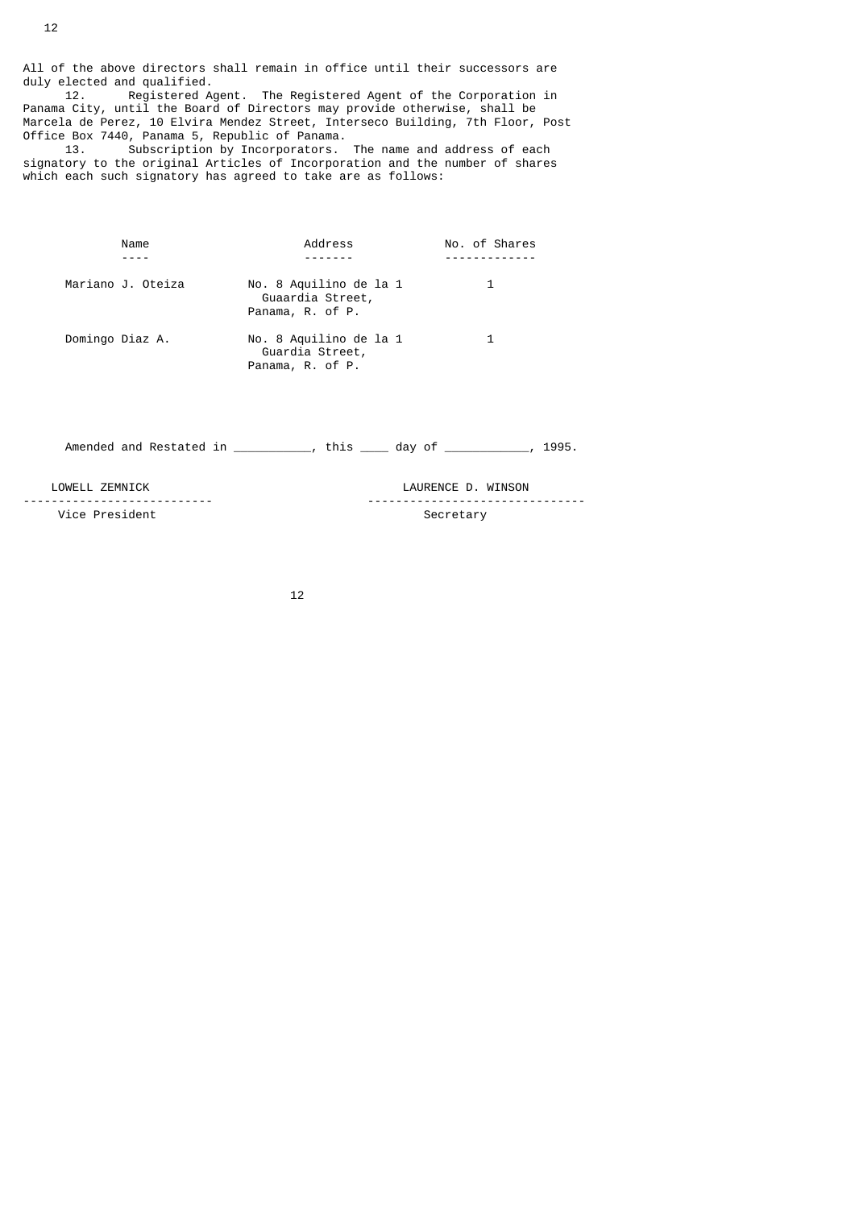All of the above directors shall remain in office until their successors are duly elected and qualified.

12. Registered Agent. The Registered Agent of the Corporation in Panama City, until the Board of Directors may provide otherwise, shall be Marcela de Perez, 10 Elvira Mendez Street, Interseco Building, 7th Floor, Post Office Box 7440, Panama 5, Republic of Panama.

13. Subscription by Incorporators. The name and address of each signatory to the original Articles of Incorporation and the number of shares which each such signatory has agreed to take are as follows:

| Name | Address | No. of Shares |
|---|---|---|
| Mariano J. Oteiza | No. 8 Aquilino de la 1 Guaardia Street, Panama, R. of P. | 1 |
| Domingo Diaz A. | No. 8 Aquilino de la 1 Guardia Street, Panama, R. of P. | 1 |

Amended and Restated in __________, this ____ day of ___________, 1995.

| LOWELL ZEMNICK | LAURENCE D. WINSON |
|---|---|
| Vice President | Secretary |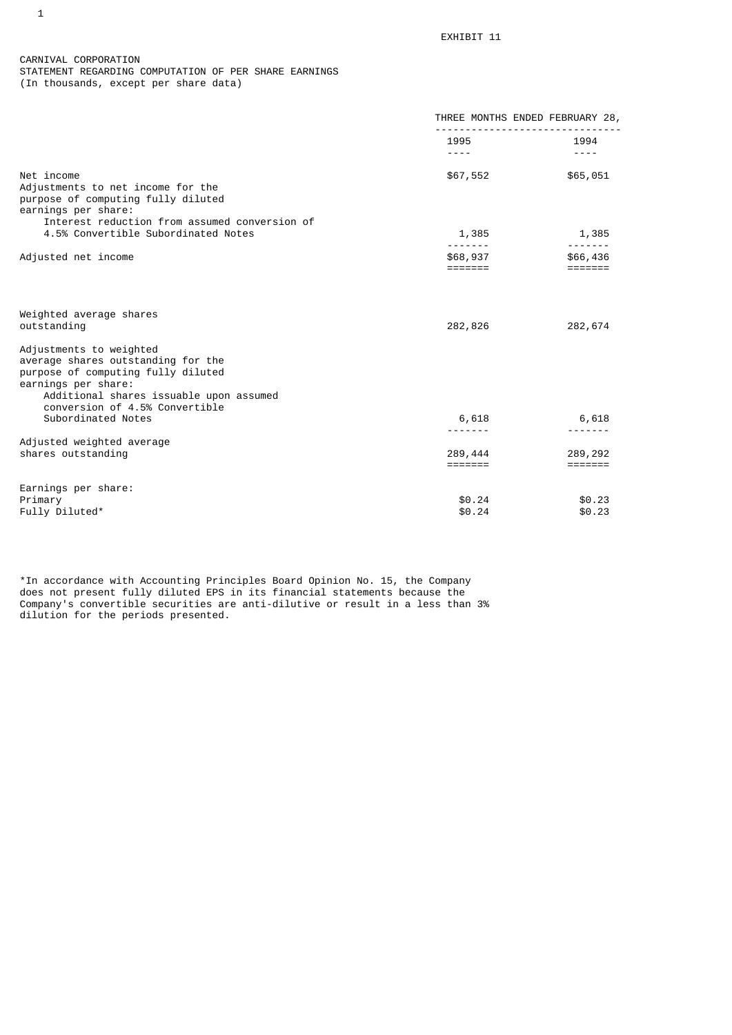EXHIBIT 11

CARNIVAL CORPORATION
STATEMENT REGARDING COMPUTATION OF PER SHARE EARNINGS
(In thousands, except per share data)

| | THREE MONTHS ENDED FEBRUARY 28, | |
|---|---|---|
| | 1995 | 1994 |
| Net income | $67,552 | $65,051 |
| Adjustments to net income for the purpose of computing fully diluted earnings per share: | | |
| Interest reduction from assumed conversion of 4.5% Convertible Subordinated Notes | 1,385 | 1,385 |
| Adjusted net income | $68,937 | $66,436 |
| Weighted average shares outstanding | 282,826 | 282,674 |
| Adjustments to weighted average shares outstanding for the purpose of computing fully diluted earnings per share: | | |
| Additional shares issuable upon assumed conversion of 4.5% Convertible Subordinated Notes | 6,618 | 6,618 |
| Adjusted weighted average shares outstanding | 289,444 | 289,292 |
| Earnings per share: | | |
| Primary | $0.24 | $0.23 |
| Fully Diluted* | $0.24 | $0.23 |

*In accordance with Accounting Principles Board Opinion No. 15, the Company does not present fully diluted EPS in its financial statements because the Company's convertible securities are anti-dilutive or result in a less than 3% dilution for the periods presented.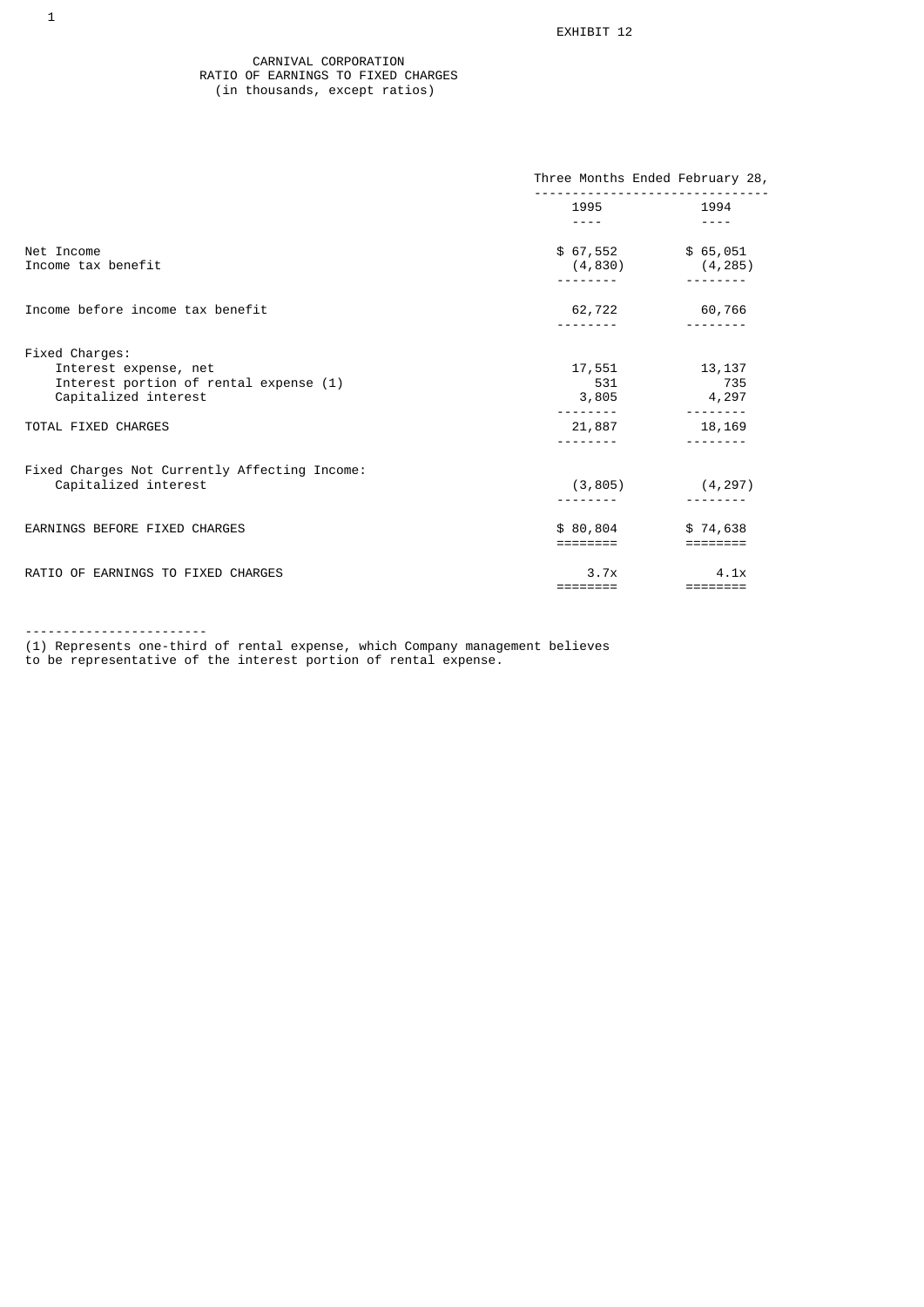EXHIBIT 12

CARNIVAL CORPORATION
RATIO OF EARNINGS TO FIXED CHARGES
(in thousands, except ratios)

| | Three Months Ended February 28, | |
|---|---|---|
| | 1995 | 1994 |
| Net Income | $ 67,552 | $ 65,051 |
| Income tax benefit | (4,830) | (4,285) |
| Income before income tax benefit | 62,722 | 60,766 |
| Fixed Charges: | | |
| Interest expense, net | 17,551 | 13,137 |
| Interest portion of rental expense (1) | 531 | 735 |
| Capitalized interest | 3,805 | 4,297 |
| TOTAL FIXED CHARGES | 21,887 | 18,169 |
| Fixed Charges Not Currently Affecting Income: | | |
| Capitalized interest | (3,805) | (4,297) |
| EARNINGS BEFORE FIXED CHARGES | $ 80,804 | $ 74,638 |
| RATIO OF EARNINGS TO FIXED CHARGES | 3.7x | 4.1x |

(1) Represents one-third of rental expense, which Company management believes to be representative of the interest portion of rental expense.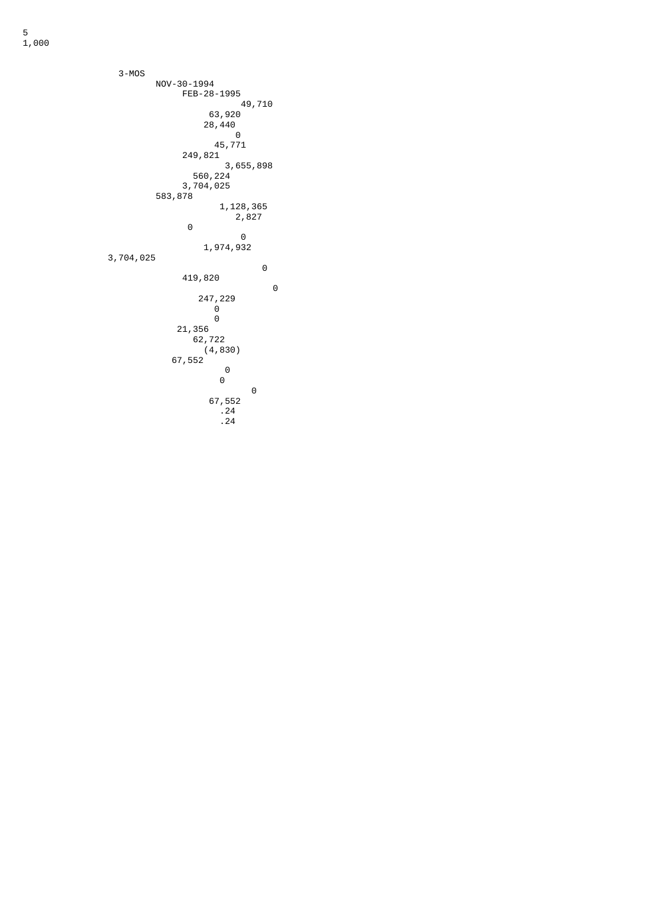5
1,000

3-MOS
NOV-30-1994
FEB-28-1995
49,710
63,920
28,440
0
45,771
249,821
3,655,898
560,224
3,704,025
583,878
1,128,365
2,827
0
0
1,974,932
3,704,025
0
419,820
0
247,229
0
0
21,356
62,722
(4,830)
67,552
0
0
0
67,552
.24
.24